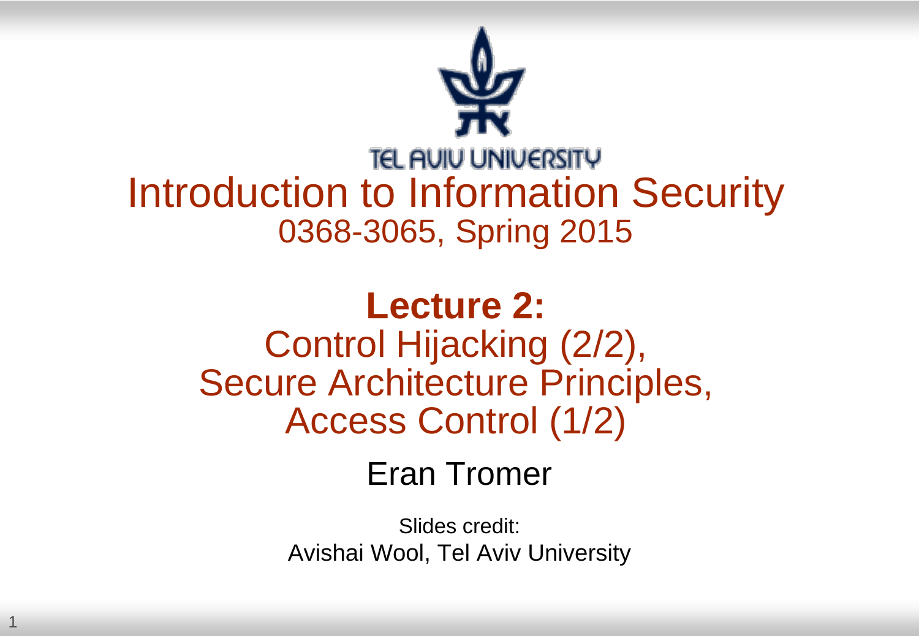TEL AVIV UNIVERSITY

# Introduction to Information Security

0368-3065, Spring 2015

## Lecture 2:

## Control Hijacking (2/2), Secure Architecture Principles, Access Control (1/2)

Eran Tromer

Slides credit:
Avishai Wool, Tel Aviv University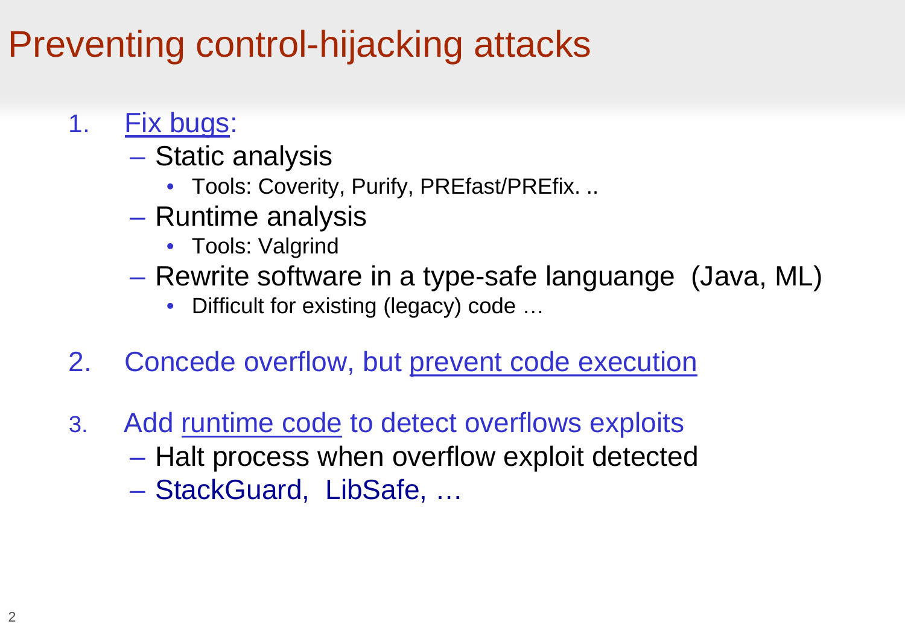# Preventing control-hijacking attacks

1. Fix bugs:
   - Static analysis
     - Tools: Coverity, Purify, PREfast/PREfix. ..
   - Runtime analysis
     - Tools: Valgrind
   - Rewrite software in a type-safe languange (Java, ML)
     - Difficult for existing (legacy) code …

2. Concede overflow, but prevent code execution

3. Add runtime code to detect overflows exploits
   - Halt process when overflow exploit detected
   - StackGuard, LibSafe, …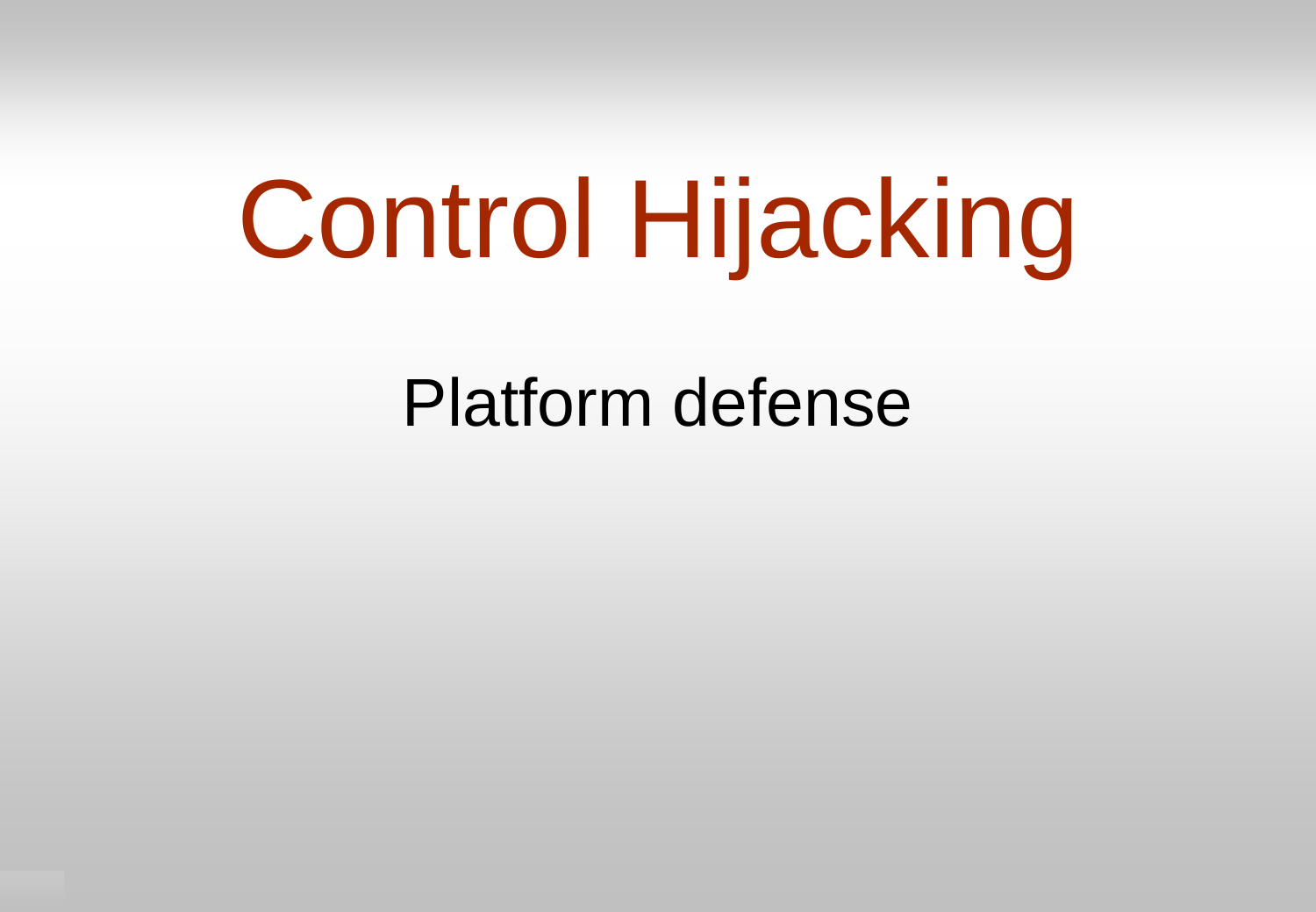# Control Hijacking

Platform defense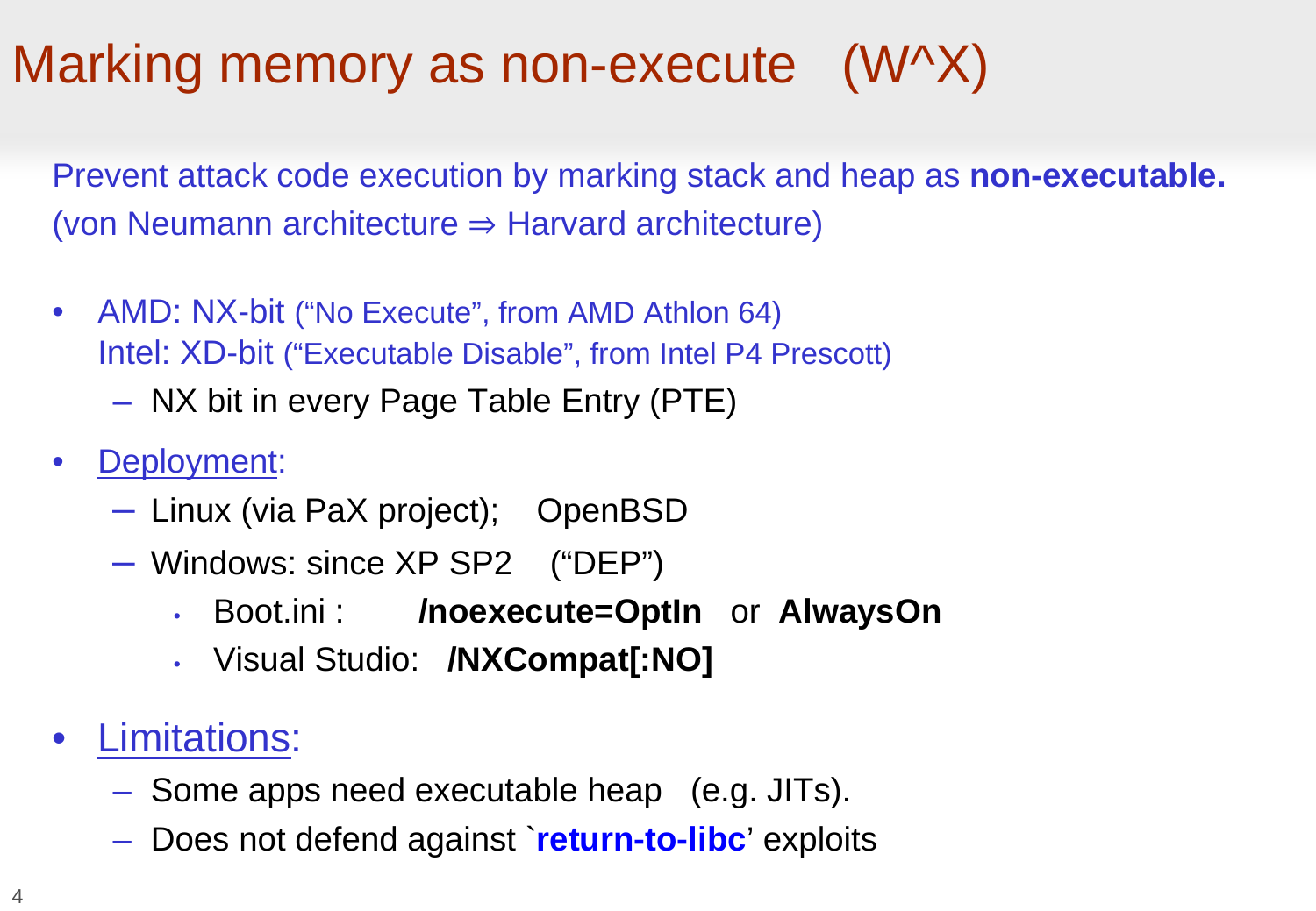# Marking memory as non-execute (W^X)

Prevent attack code execution by marking stack and heap as **non-executable.**
(von Neumann architecture ⇒ Harvard architecture)

- AMD: NX-bit ("No Execute", from AMD Athlon 64)
  Intel: XD-bit ("Executable Disable", from Intel P4 Prescott)
  - NX bit in every Page Table Entry (PTE)

- Deployment:
  - Linux (via PaX project); OpenBSD
  - Windows: since XP SP2 ("DEP")
    - Boot.ini : **/noexecute=OptIn** or **AlwaysOn**
    - Visual Studio: **/NXCompat[:NO]**

- Limitations:
  - Some apps need executable heap (e.g. JITs).
  - Does not defend against `**return-to-libc**' exploits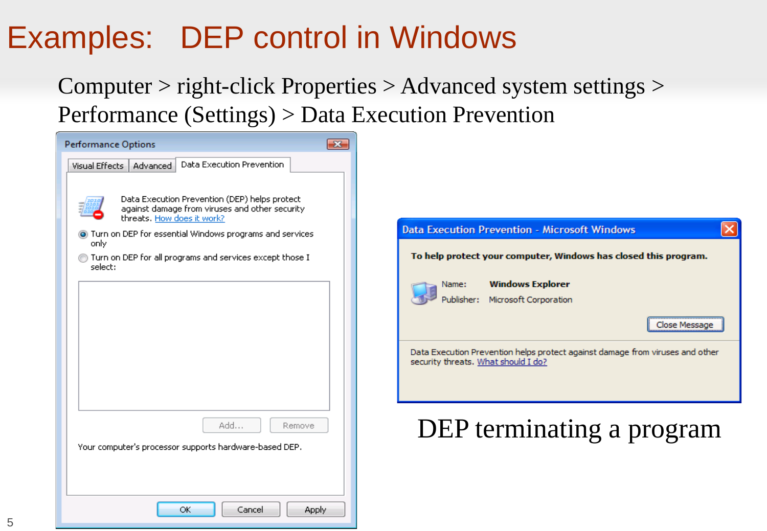# Examples: DEP control in Windows

Computer > right-click Properties > Advanced system settings > Performance (Settings) > Data Execution Prevention

**Performance Options**

Visual Effects | Advanced | Data Execution Prevention

Data Execution Prevention (DEP) helps protect against damage from viruses and other security threats. How does it work?

- (•) Turn on DEP for essential Windows programs and services only
- ( ) Turn on DEP for all programs and services except those I select:

Add... | Remove

Your computer's processor supports hardware-based DEP.

OK | Cancel | Apply

**Data Execution Prevention - Microsoft Windows**

**To help protect your computer, Windows has closed this program.**

Name: **Windows Explorer**

Publisher: Microsoft Corporation

Close Message

Data Execution Prevention helps protect against damage from viruses and other security threats. What should I do?

DEP terminating a program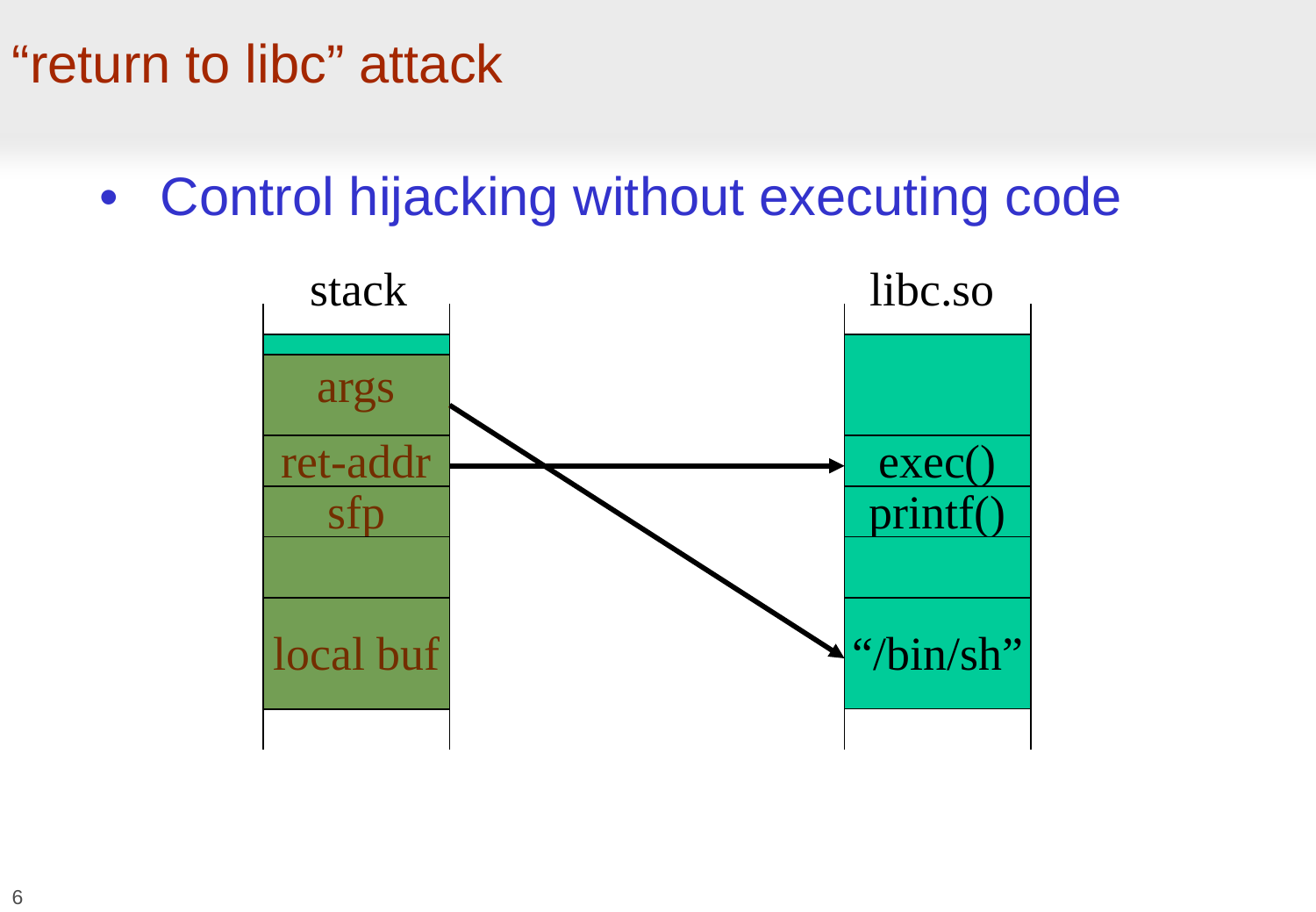# "return to libc" attack

- Control hijacking without executing code

stack

args

ret-addr

sfp

local buf

libc.so

exec()

printf()

"/bin/sh"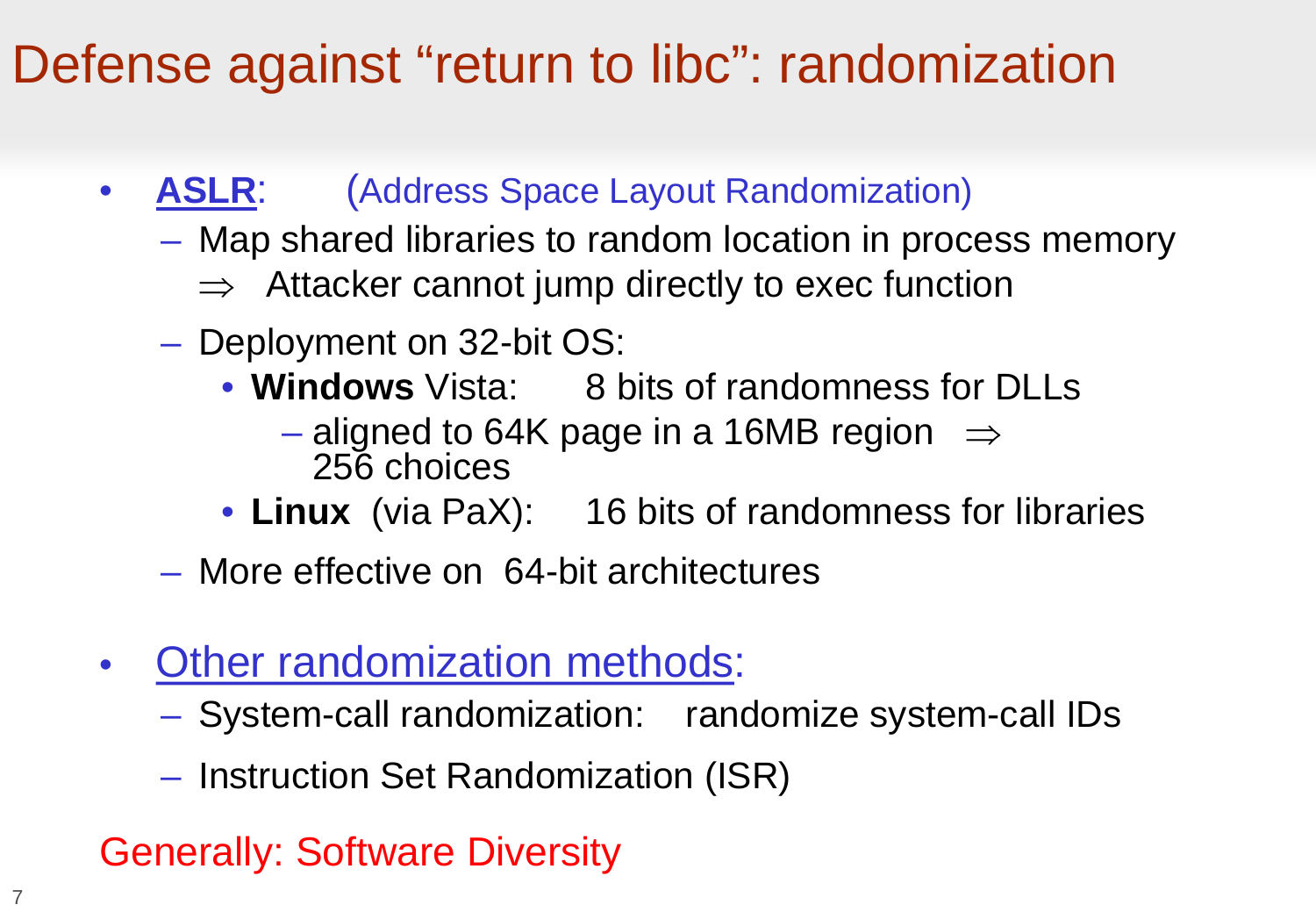# Defense against "return to libc": randomization

- **ASLR**: (Address Space Layout Randomization)
  - Map shared libraries to random location in process memory
    - ⇒ Attacker cannot jump directly to exec function
  - Deployment on 32-bit OS:
    - **Windows** Vista: 8 bits of randomness for DLLs
      - aligned to 64K page in a 16MB region ⇒ 256 choices
    - **Linux** (via PaX): 16 bits of randomness for libraries
  - More effective on 64-bit architectures

- Other randomization methods:
  - System-call randomization: randomize system-call IDs
  - Instruction Set Randomization (ISR)

Generally: Software Diversity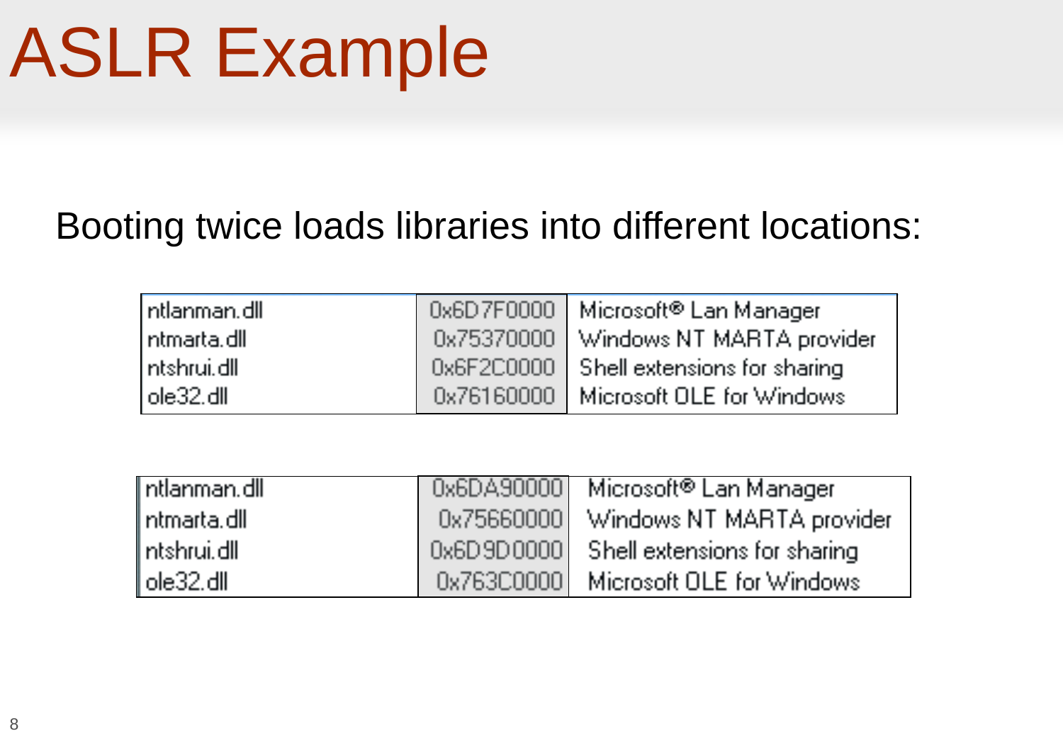# ASLR Example

Booting twice loads libraries into different locations:

| | | |
|---|---|---|
| ntlanman.dll | 0x6D7F0000 | Microsoft® Lan Manager |
| ntmarta.dll | 0x75370000 | Windows NT MARTA provider |
| ntshrui.dll | 0x6F2C0000 | Shell extensions for sharing |
| ole32.dll | 0x76160000 | Microsoft OLE for Windows |

| | | |
|---|---|---|
| ntlanman.dll | 0x6DA90000 | Microsoft® Lan Manager |
| ntmarta.dll | 0x75660000 | Windows NT MARTA provider |
| ntshrui.dll | 0x6D9D0000 | Shell extensions for sharing |
| ole32.dll | 0x763C0000 | Microsoft OLE for Windows |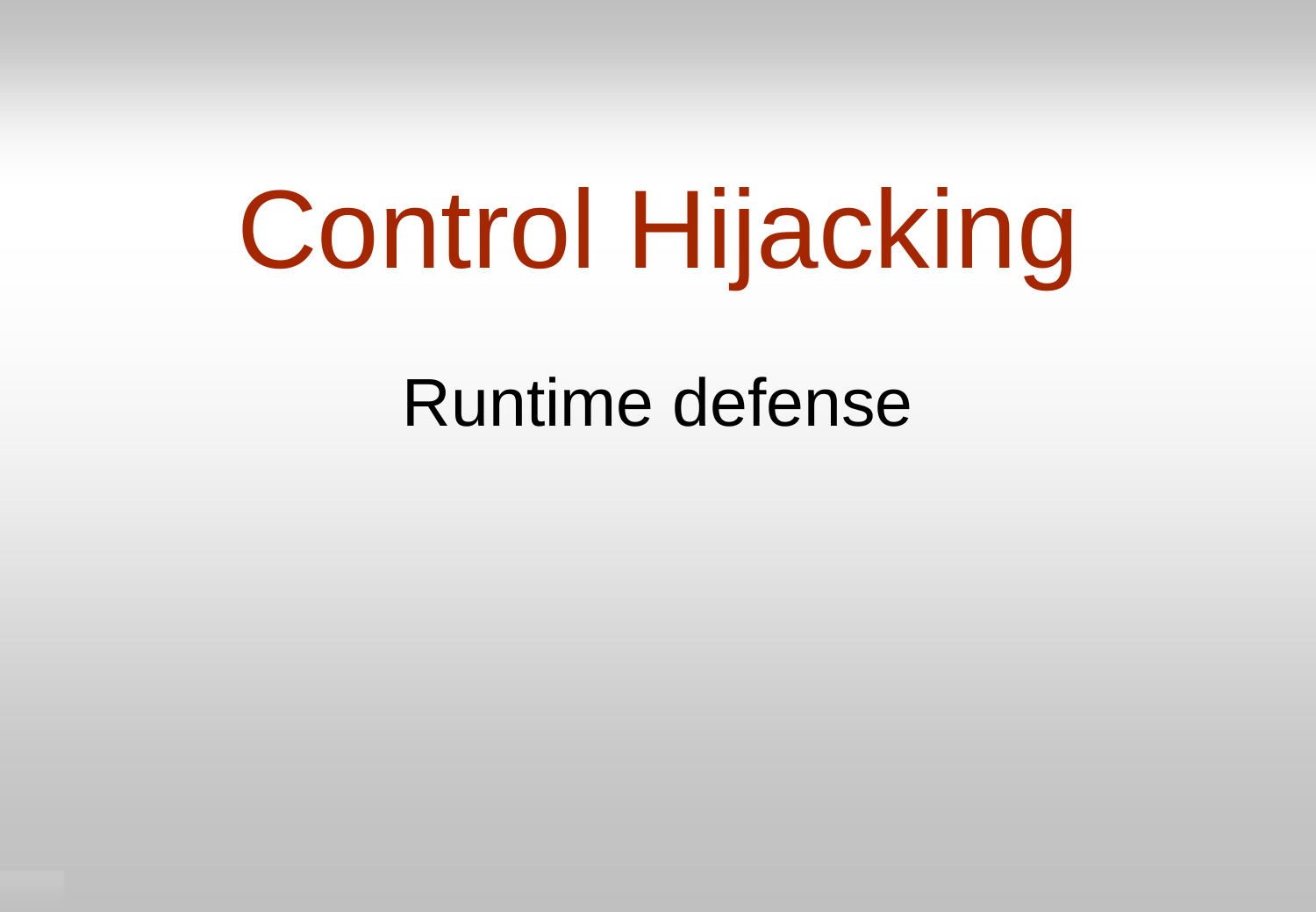# Control Hijacking

## Runtime defense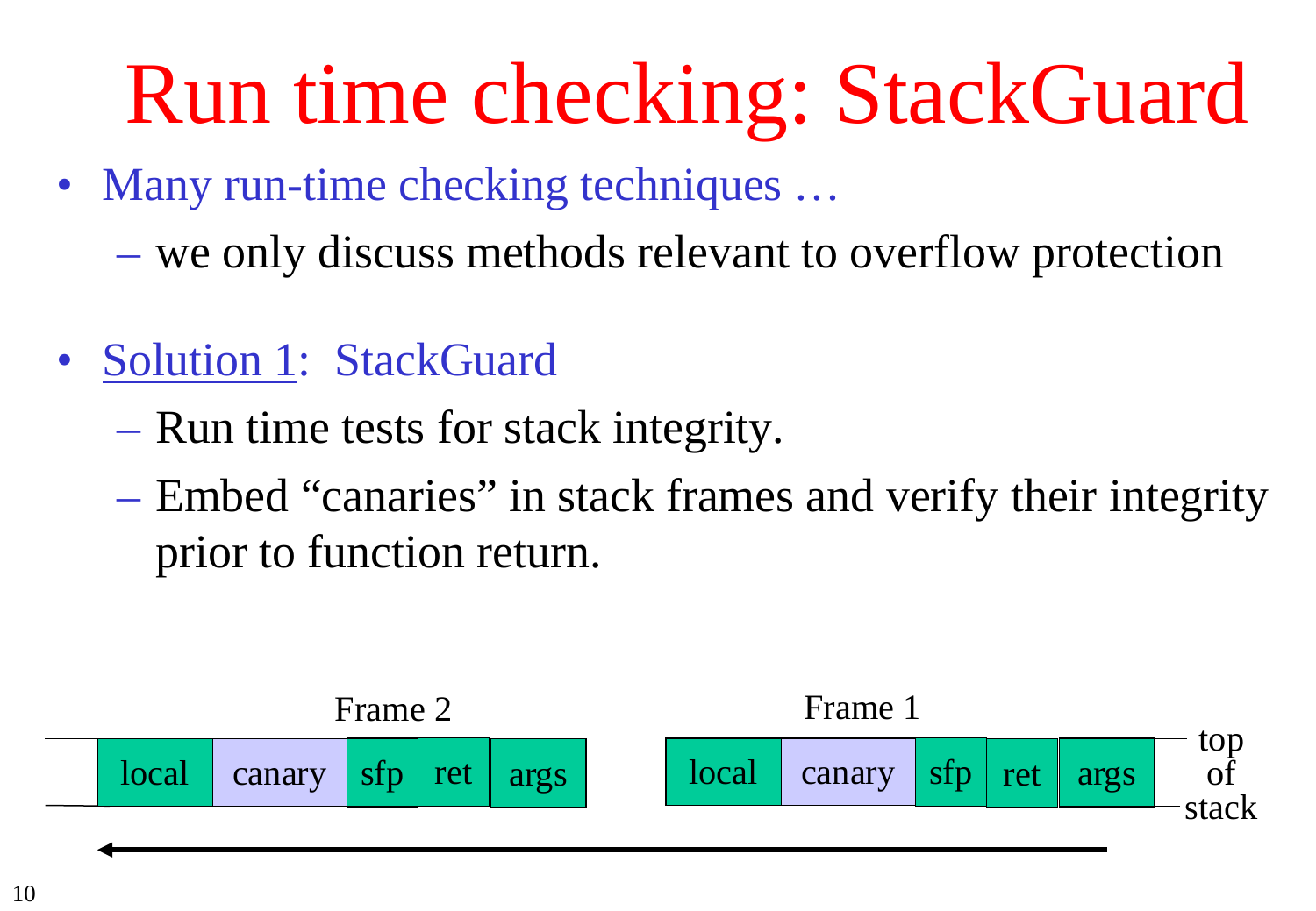# Run time checking: StackGuard

- Many run-time checking techniques …
  - we only discuss methods relevant to overflow protection
- Solution 1: StackGuard
  - Run time tests for stack integrity.
  - Embed "canaries" in stack frames and verify their integrity prior to function return.

| Frame 2 | | | | | Frame 1 | | | | | |
|---|---|---|---|---|---|---|---|---|---|---|
| local | canary | sfp | ret | args | local | canary | sfp | ret | args | top of stack |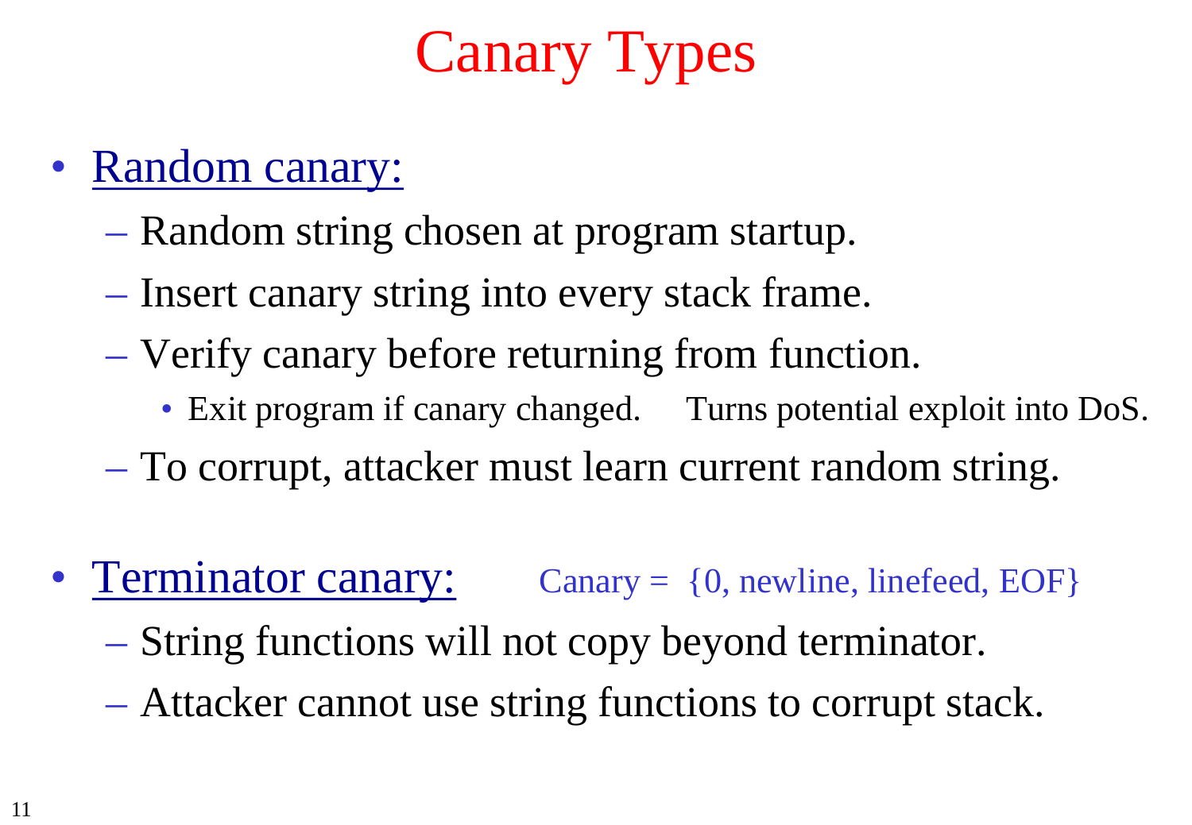# Canary Types

- Random canary:
  - Random string chosen at program startup.
  - Insert canary string into every stack frame.
  - Verify canary before returning from function.
    - Exit program if canary changed. Turns potential exploit into DoS.
  - To corrupt, attacker must learn current random string.

- Terminator canary: Canary = {0, newline, linefeed, EOF}
  - String functions will not copy beyond terminator.
  - Attacker cannot use string functions to corrupt stack.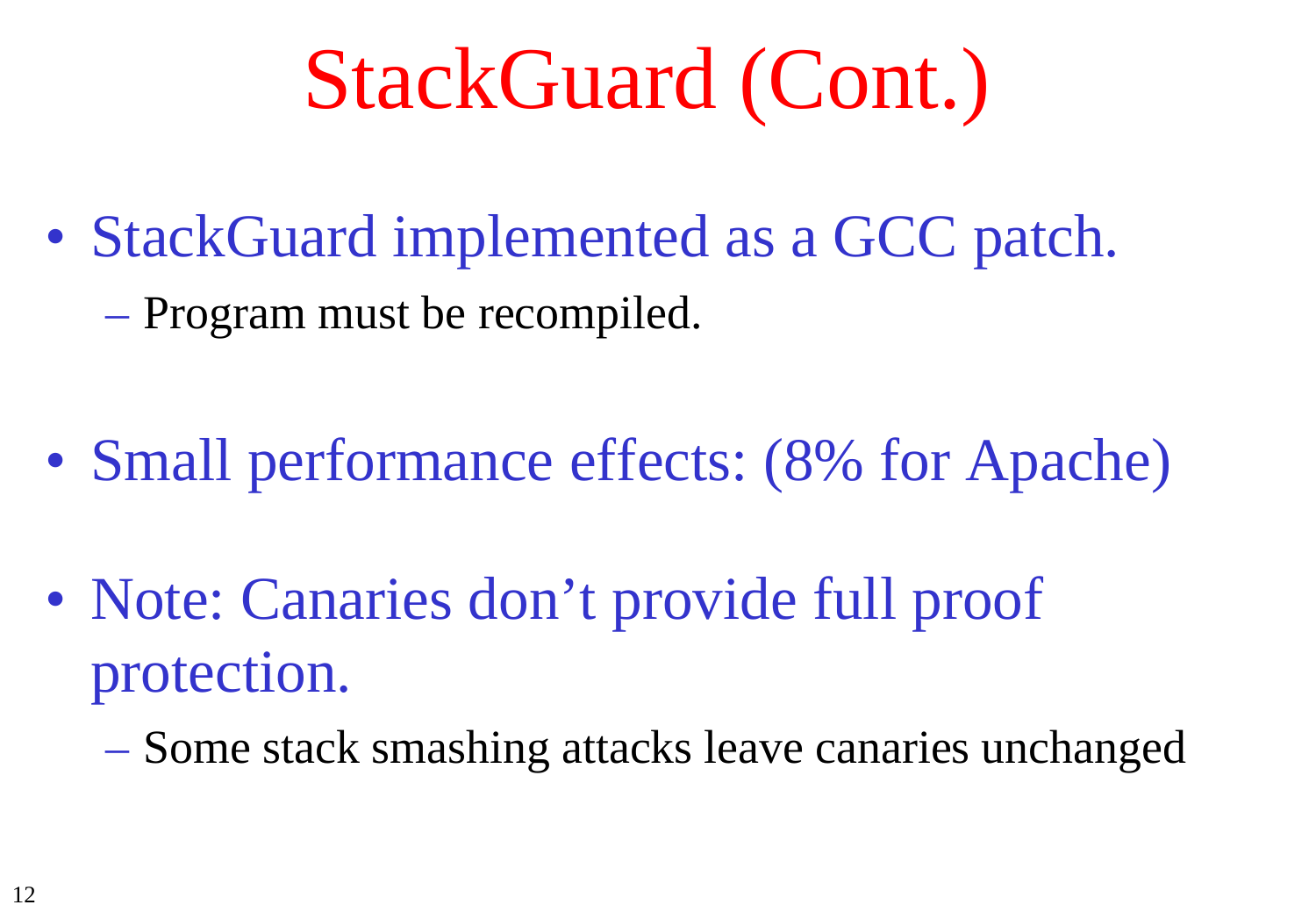# StackGuard (Cont.)

- StackGuard implemented as a GCC patch.
  - Program must be recompiled.

- Small performance effects: (8% for Apache)

- Note: Canaries don’t provide full proof protection.
  - Some stack smashing attacks leave canaries unchanged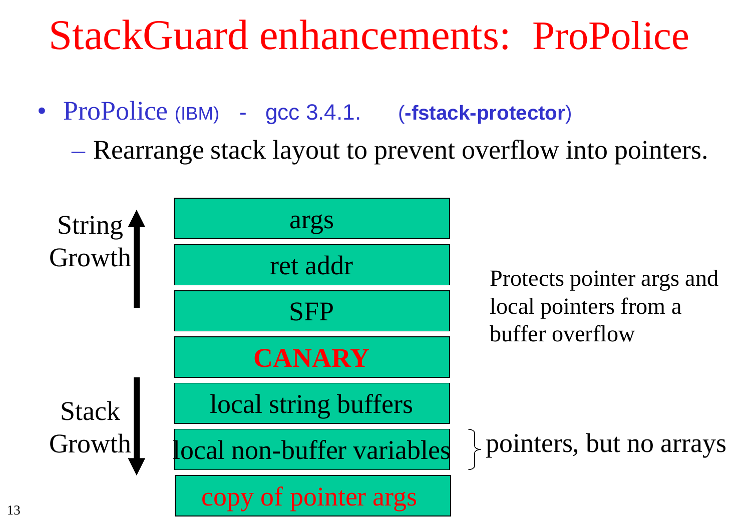# StackGuard enhancements: ProPolice

- ProPolice (IBM) - gcc 3.4.1. (**-fstack-protector**)
  - Rearrange stack layout to prevent overflow into pointers.

String Growth ↑

| |
|---|
| args |
| ret addr |
| SFP |
| **CANARY** |
| local string buffers |
| local non-buffer variables |
| copy of pointer args |

Stack Growth ↓

Protects pointer args and local pointers from a buffer overflow

} pointers, but no arrays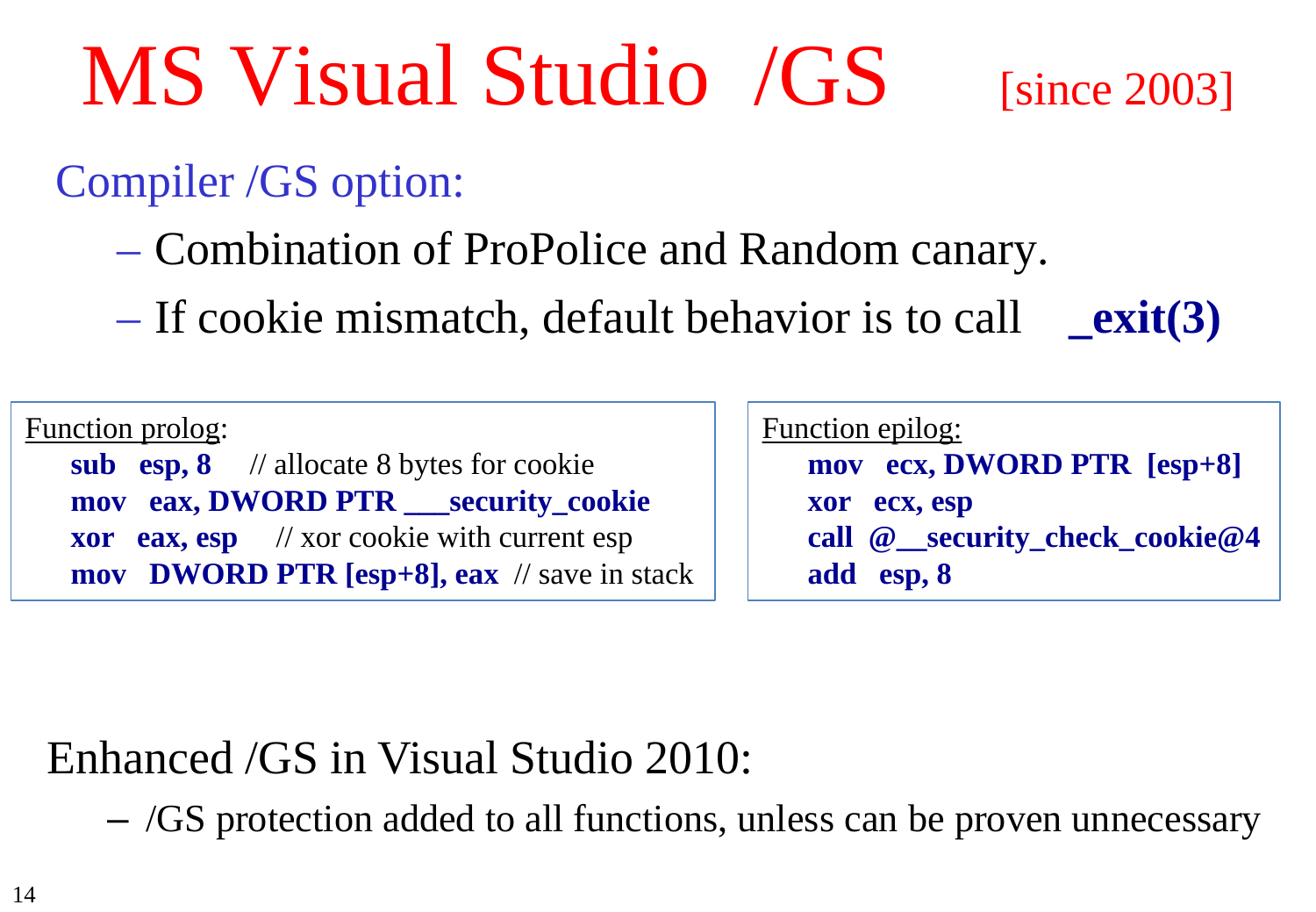# MS Visual Studio /GS [since 2003]

Compiler /GS option:

- Combination of ProPolice and Random canary.
- If cookie mismatch, default behavior is to call **_exit(3)**

Function prolog:

```
sub   esp, 8     // allocate 8 bytes for cookie
mov   eax, DWORD PTR ___security_cookie
xor   eax, esp     // xor cookie with current esp
mov   DWORD PTR [esp+8], eax  // save in stack
```

Function epilog:

```
mov   ecx, DWORD PTR  [esp+8]
xor   ecx, esp
call  @__security_check_cookie@4
add   esp, 8
```

Enhanced /GS in Visual Studio 2010:

- /GS protection added to all functions, unless can be proven unnecessary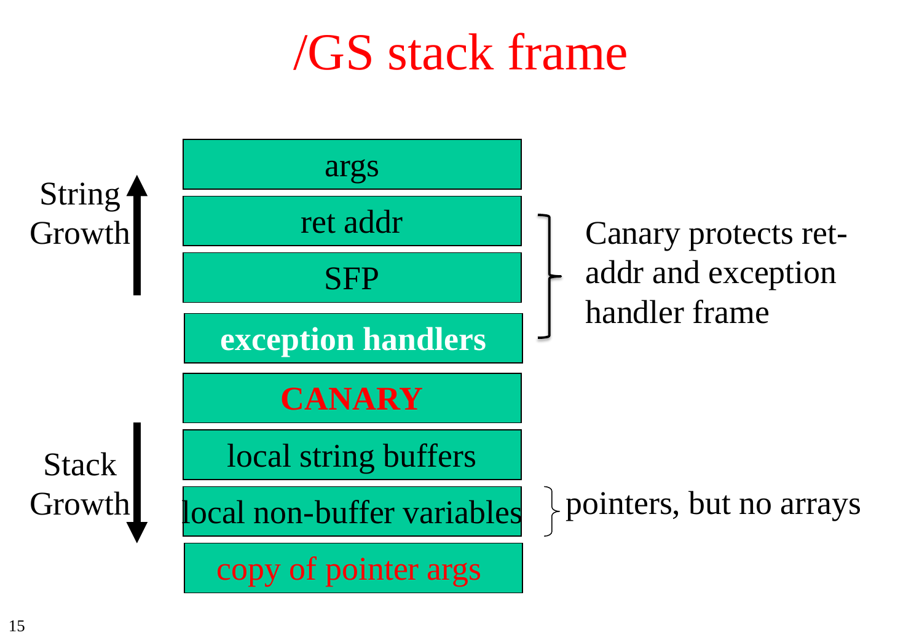# /GS stack frame

String Growth ↑

| |
|---|
| args |
| ret addr |
| SFP |
| **exception handlers** |
| **CANARY** |
| local string buffers |
| local non-buffer variables |
| copy of pointer args |

Stack Growth ↓

- ret addr, SFP, exception handlers: Canary protects ret-addr and exception handler frame
- local non-buffer variables: pointers, but no arrays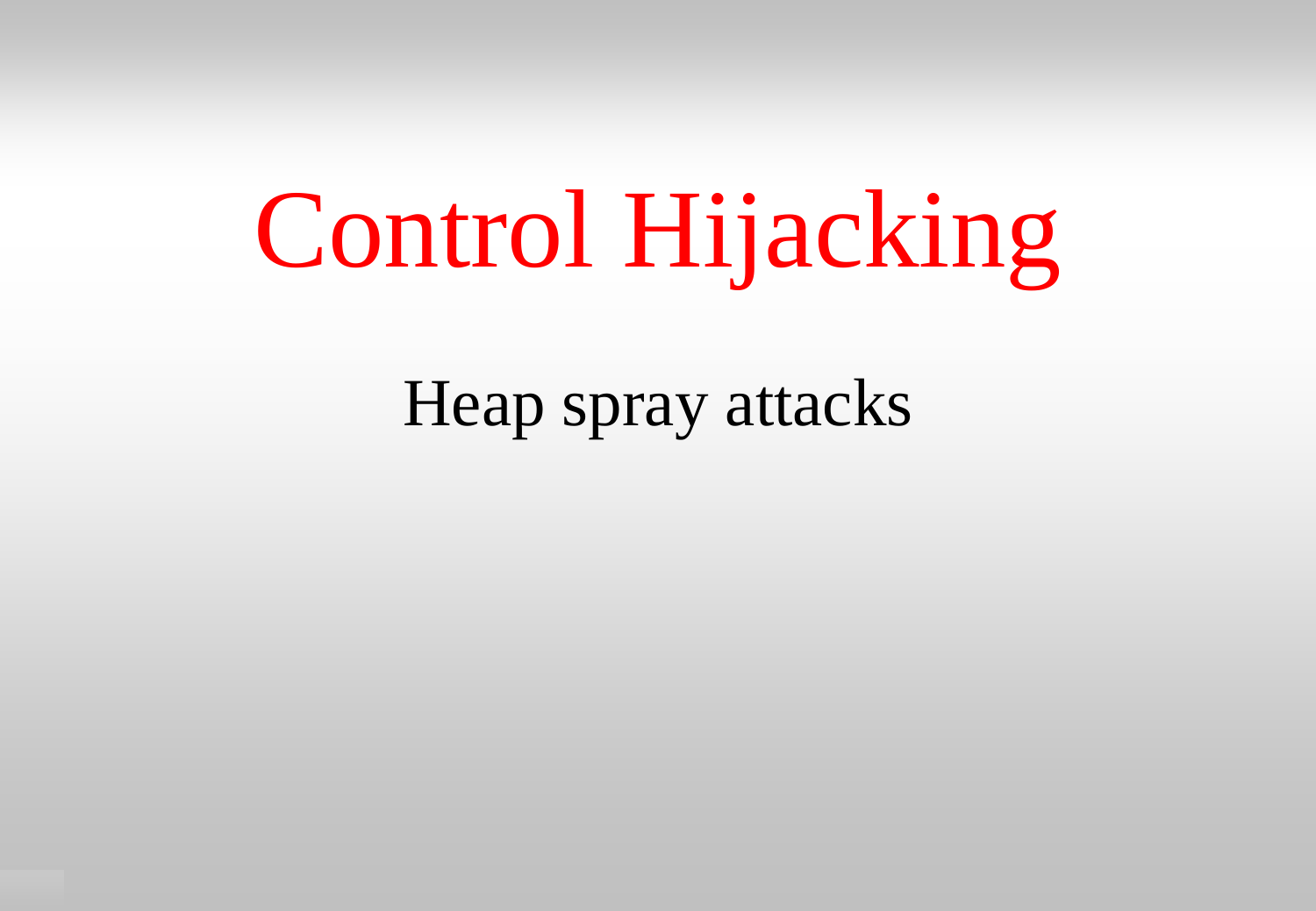# Control Hijacking

Heap spray attacks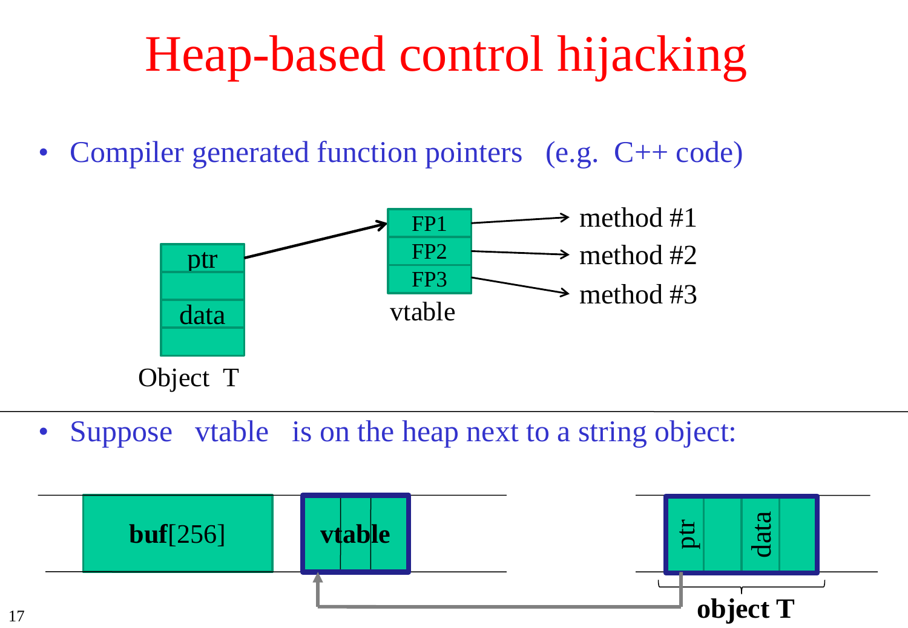# Heap-based control hijacking

- Compiler generated function pointers (e.g. C++ code)

ptr

data

Object T

FP1

FP2

FP3

vtable

method #1

method #2

method #3

- Suppose vtable is on the heap next to a string object:

**buf**[256]

**vtable**

ptr

data

**object T**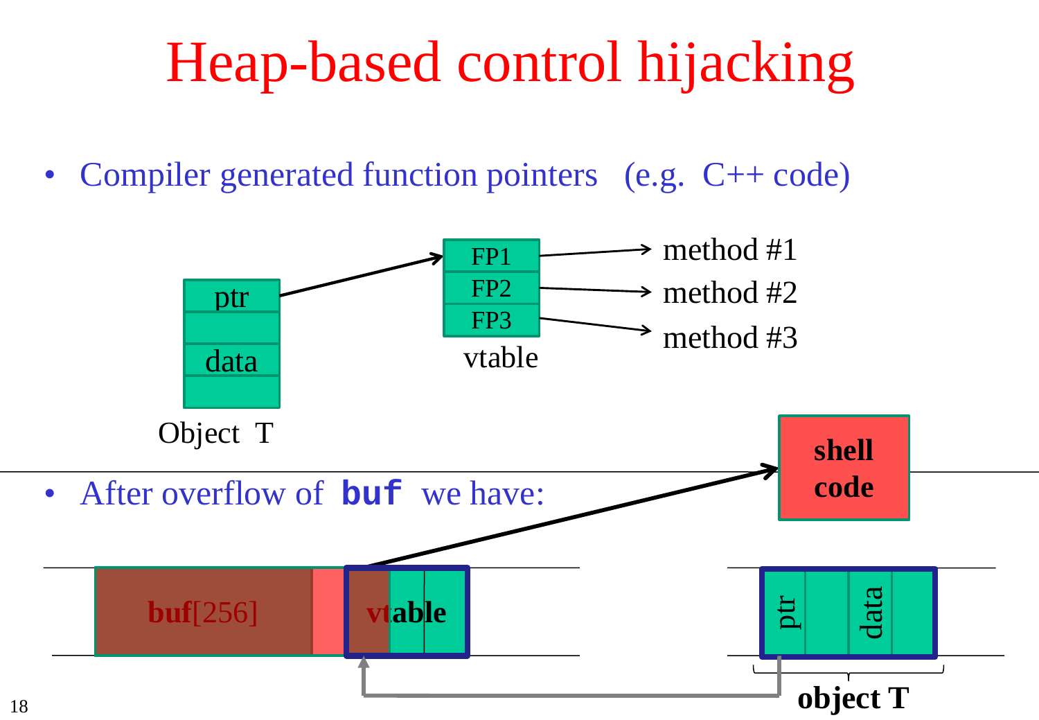# Heap-based control hijacking

- Compiler generated function pointers (e.g. C++ code)

ptr

data

Object T

FP1

FP2

FP3

vtable

method #1

method #2

method #3

- After overflow of **buf** we have:

**buf**[256]

vtable

shell code

ptr

data

**object T**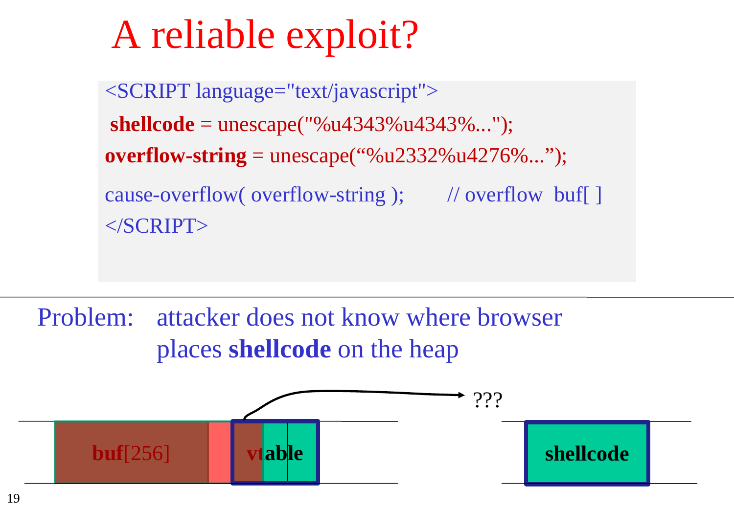# A reliable exploit?

```
<SCRIPT language="text/javascript">
 shellcode = unescape("%u4343%u4343%...");
overflow-string = unescape("%u2332%u4276%...");
cause-overflow( overflow-string );        // overflow  buf[ ]
</SCRIPT>
```

Problem: attacker does not know where browser places **shellcode** on the heap

**buf**[256] | **vtable** → ??? | **shellcode**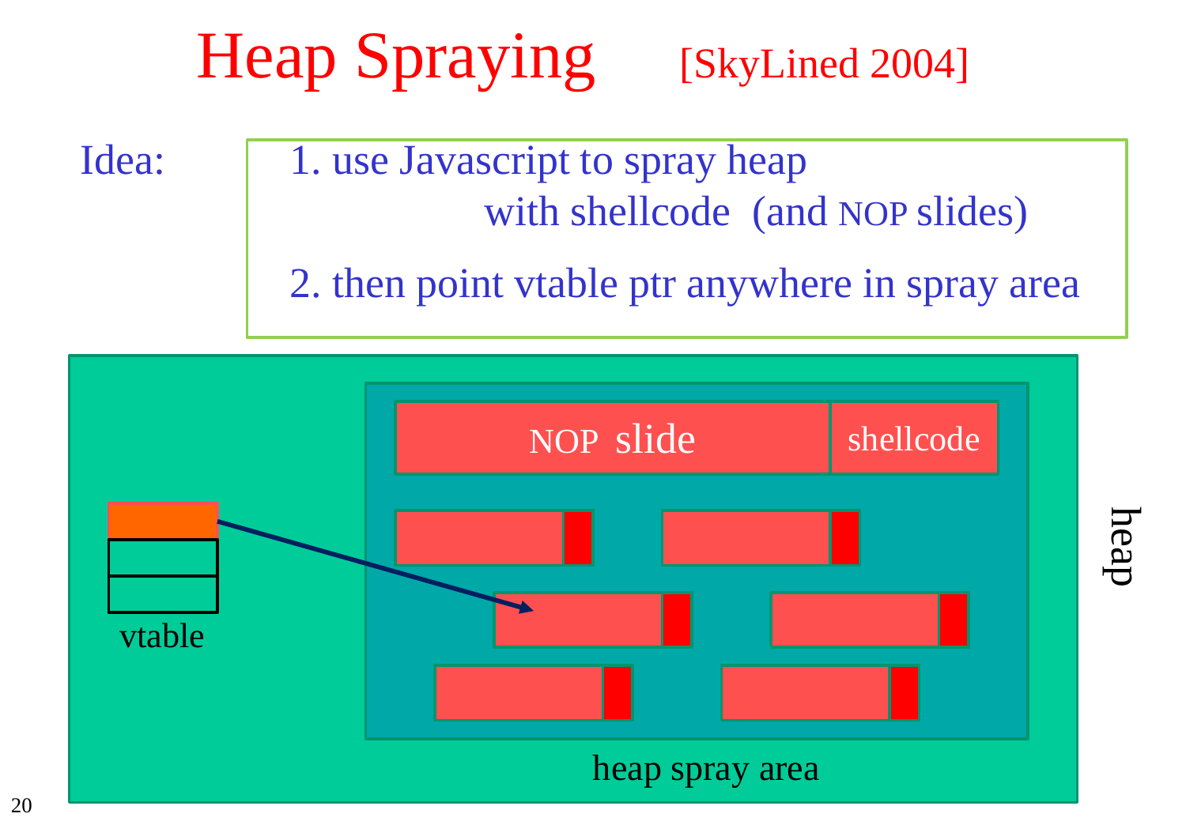# Heap Spraying [SkyLined 2004]

Idea:

1. use Javascript to spray heap with shellcode (and NOP slides)
2. then point vtable ptr anywhere in spray area

NOP slide | shellcode

vtable

heap spray area

heap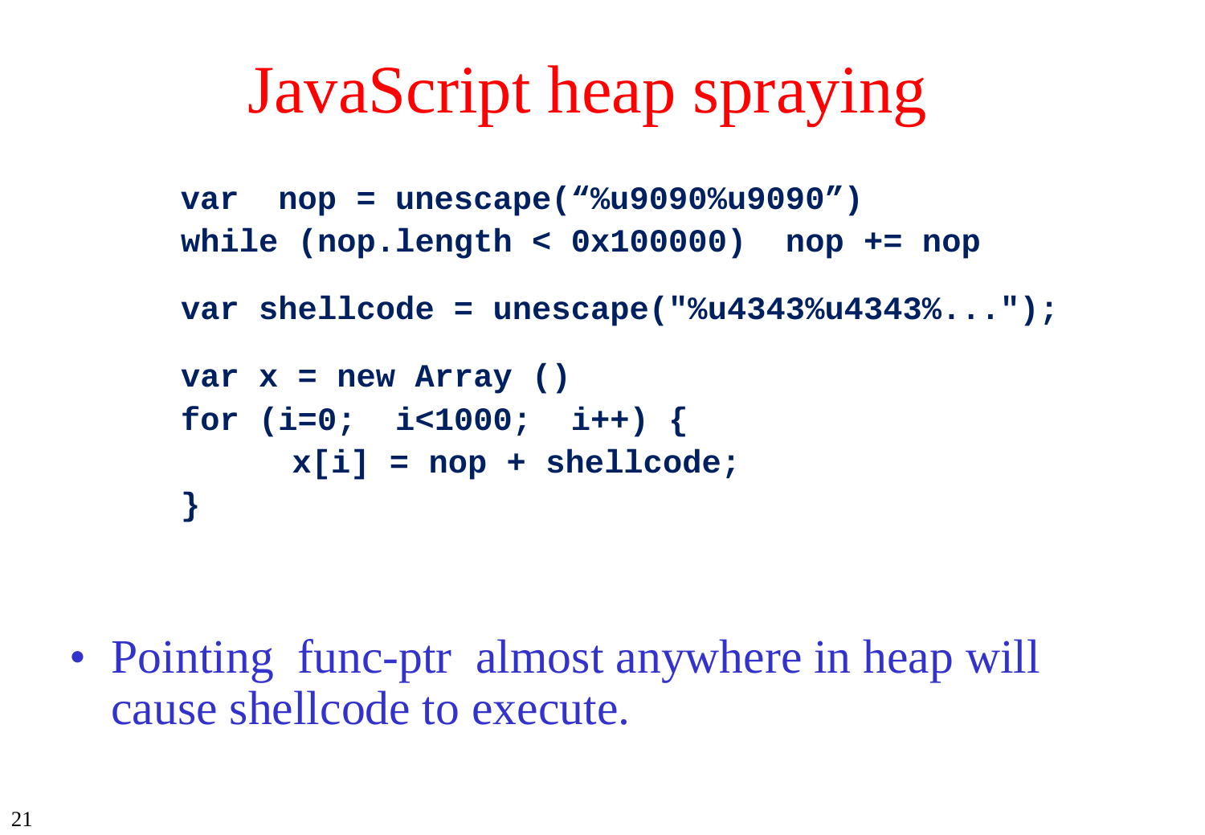# JavaScript heap spraying

```
var  nop = unescape(“%u9090%u9090”)
while (nop.length < 0x100000)  nop += nop

var shellcode = unescape("%u4343%u4343%...");

var x = new Array ()
for (i=0;  i<1000;  i++) {
      x[i] = nop + shellcode;
}
```

- Pointing  func-ptr  almost anywhere in heap will cause shellcode to execute.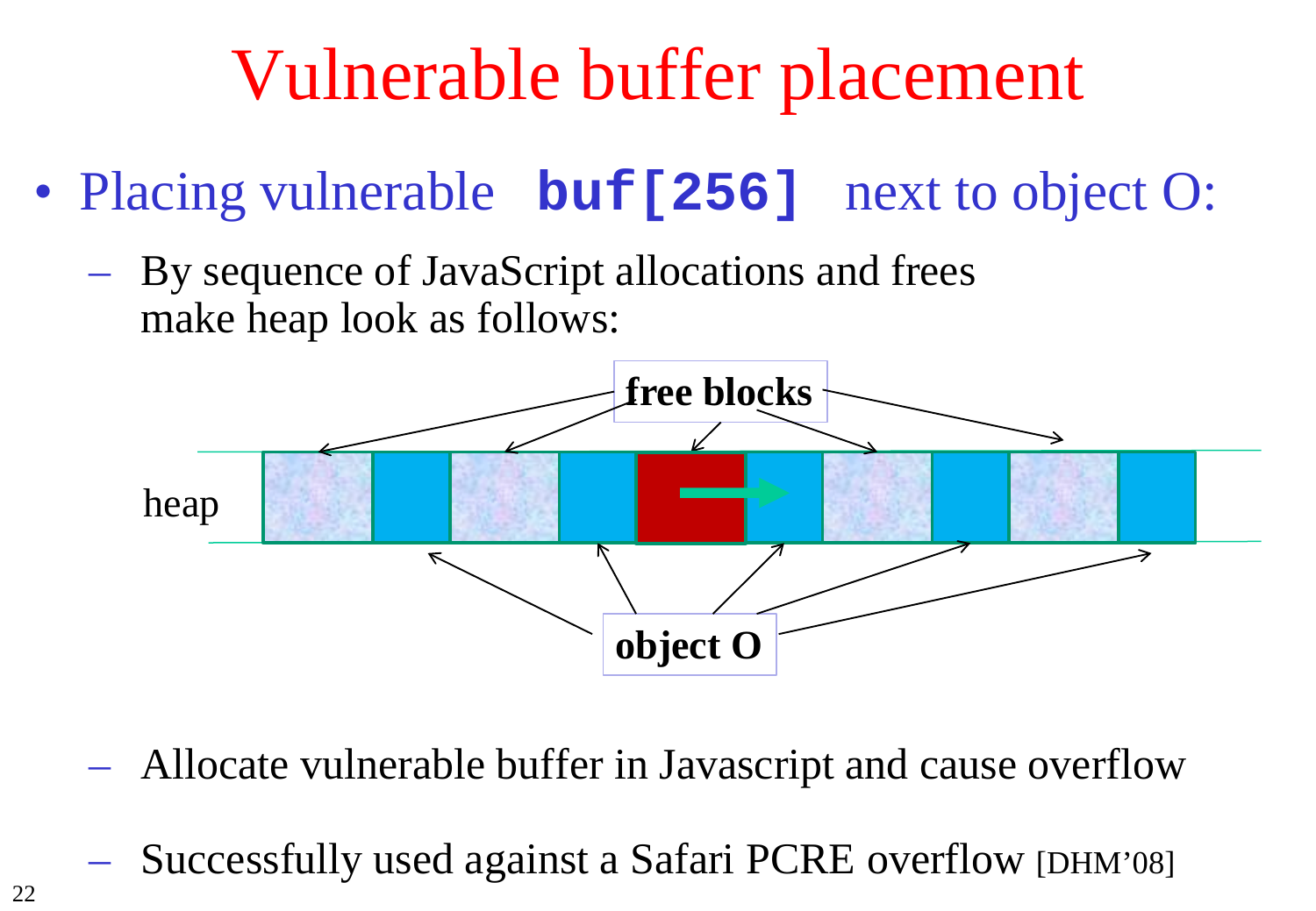# Vulnerable buffer placement

- Placing vulnerable **`buf[256]`** next to object O:
  - By sequence of JavaScript allocations and frees make heap look as follows:

free blocks

heap

object O

  - Allocate vulnerable buffer in Javascript and cause overflow
  - Successfully used against a Safari PCRE overflow [DHM'08]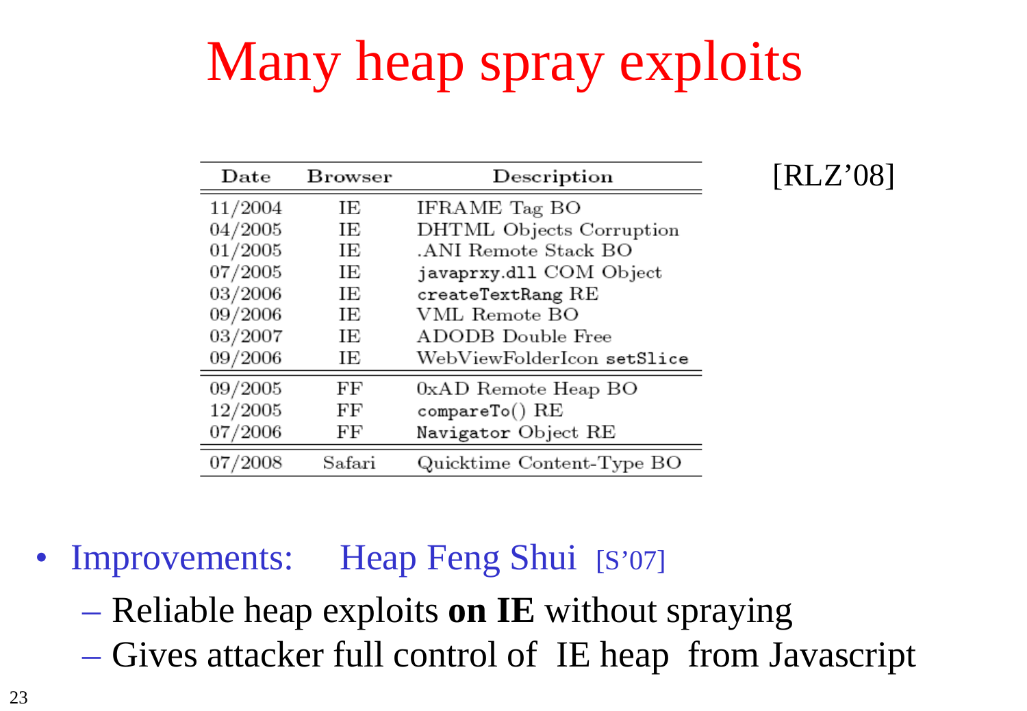# Many heap spray exploits

[RLZ’08]

| Date | Browser | Description |
|---|---|---|
| 11/2004 | IE | IFRAME Tag BO |
| 04/2005 | IE | DHTML Objects Corruption |
| 01/2005 | IE | .ANI Remote Stack BO |
| 07/2005 | IE | javaprxy.dll COM Object |
| 03/2006 | IE | createTextRang RE |
| 09/2006 | IE | VML Remote BO |
| 03/2007 | IE | ADODB Double Free |
| 09/2006 | IE | WebViewFolderIcon setSlice |
| 09/2005 | FF | 0xAD Remote Heap BO |
| 12/2005 | FF | compareTo() RE |
| 07/2006 | FF | Navigator Object RE |
| 07/2008 | Safari | Quicktime Content-Type BO |

- Improvements: Heap Feng Shui [S’07]
  - Reliable heap exploits **on IE** without spraying
  - Gives attacker full control of IE heap from Javascript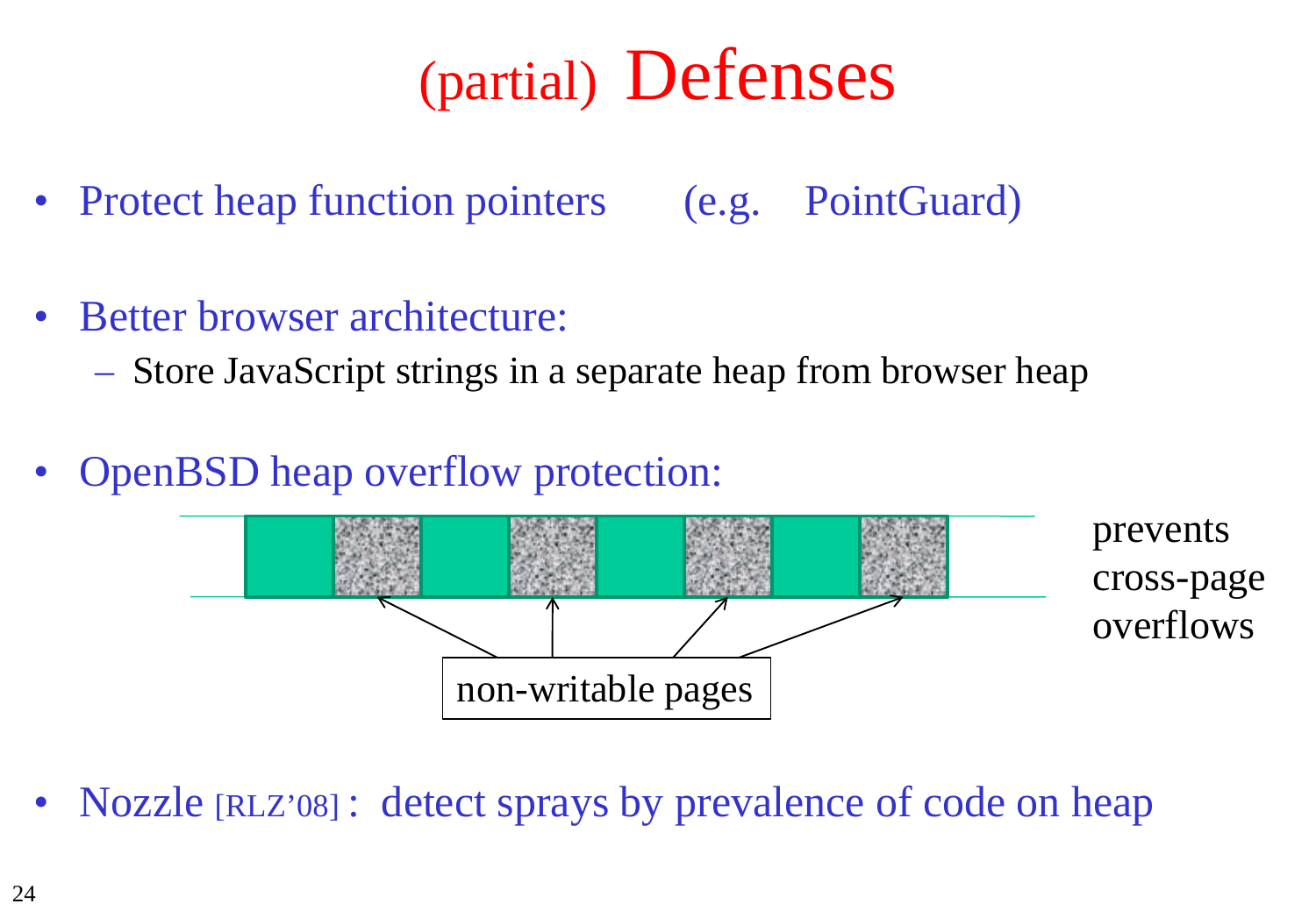# (partial) Defenses

- Protect heap function pointers (e.g. PointGuard)
- Better browser architecture:
  - Store JavaScript strings in a separate heap from browser heap
- OpenBSD heap overflow protection:

non-writable pages

prevents cross-page overflows

- Nozzle [RLZ'08] : detect sprays by prevalence of code on heap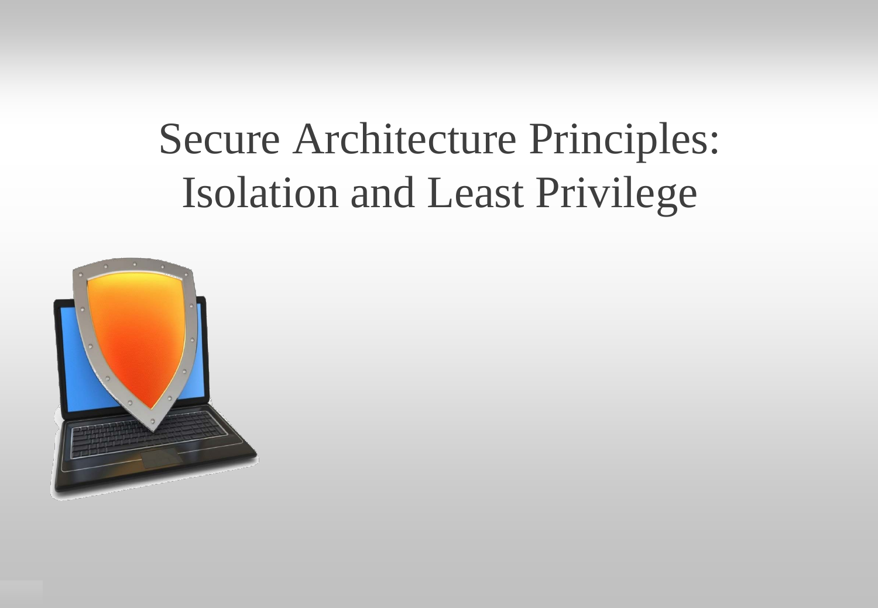# Secure Architecture Principles: Isolation and Least Privilege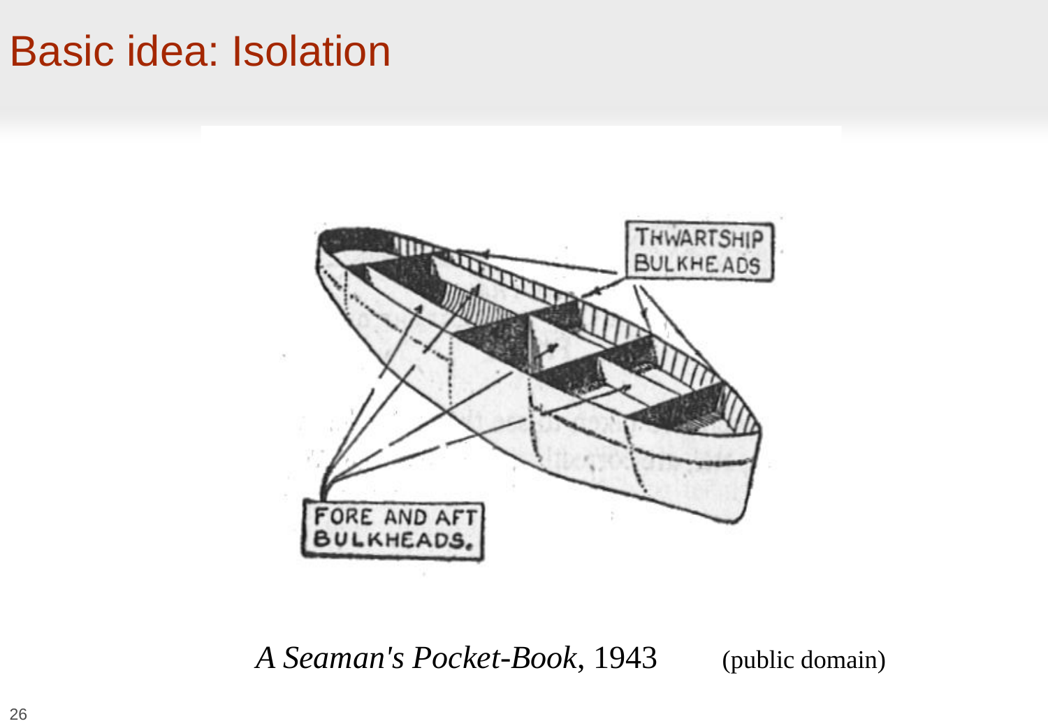# Basic idea: Isolation

THWARTSHIP BULKHEADS

FORE AND AFT BULKHEADS.

*A Seaman's Pocket-Book,* 1943 (public domain)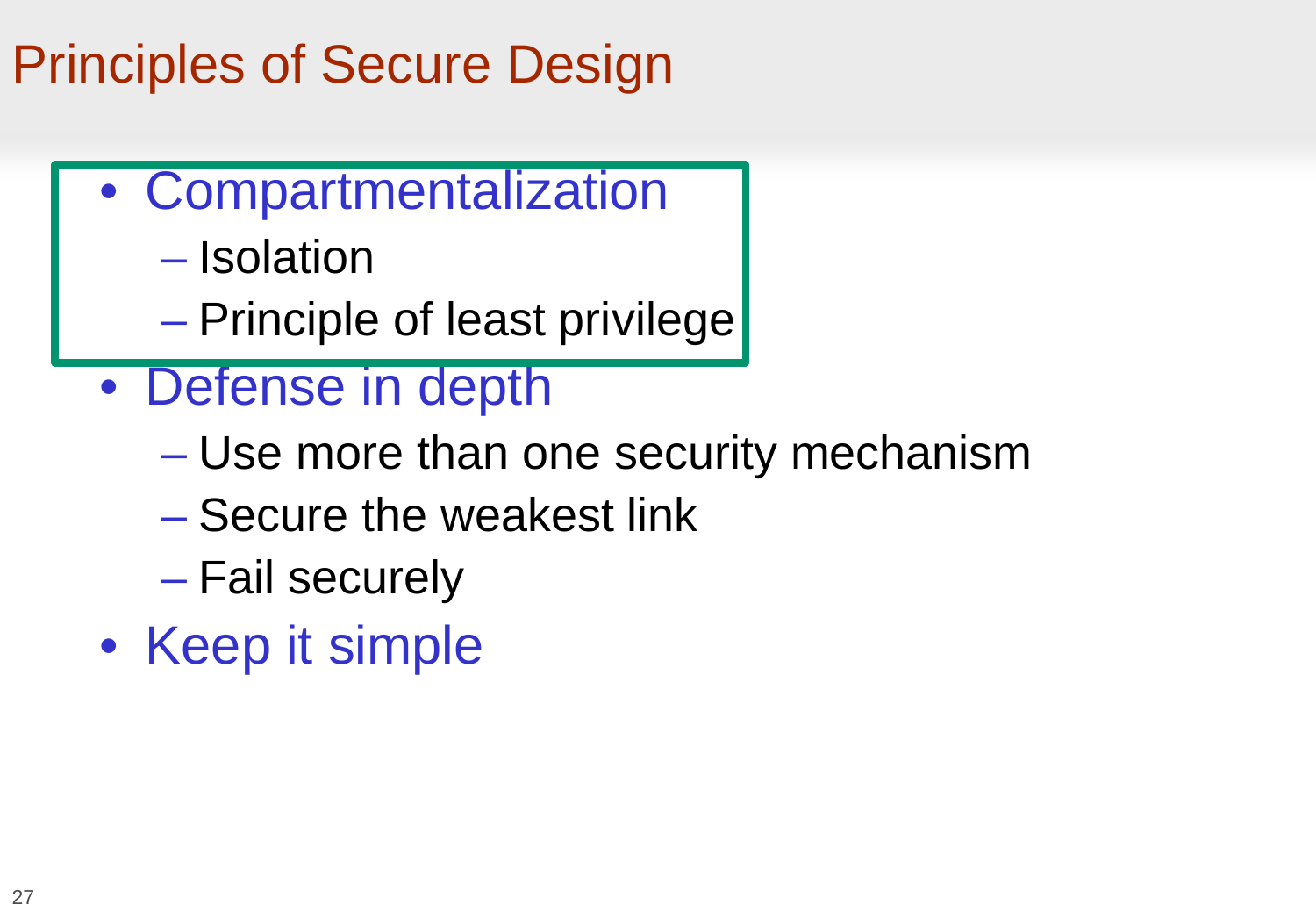# Principles of Secure Design

- Compartmentalization
  - Isolation
  - Principle of least privilege
- Defense in depth
  - Use more than one security mechanism
  - Secure the weakest link
  - Fail securely
- Keep it simple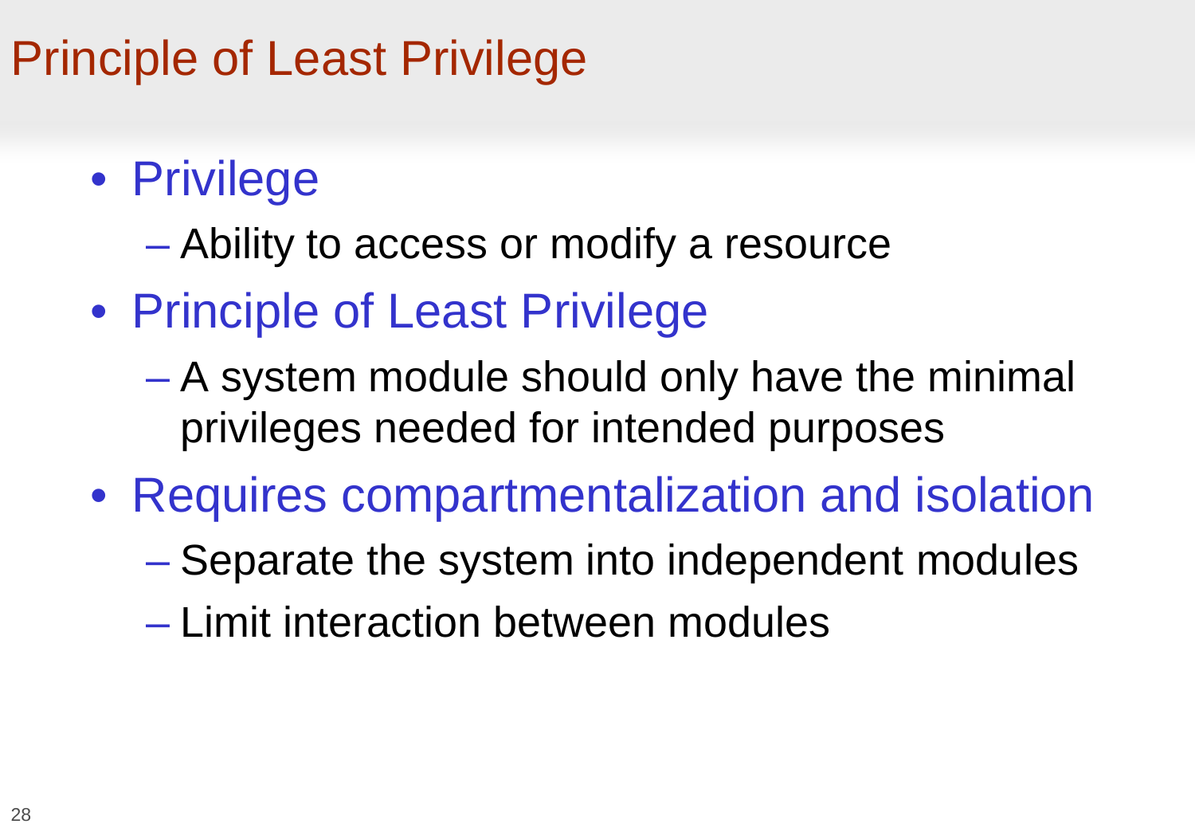# Principle of Least Privilege

- Privilege
  - Ability to access or modify a resource
- Principle of Least Privilege
  - A system module should only have the minimal privileges needed for intended purposes
- Requires compartmentalization and isolation
  - Separate the system into independent modules
  - Limit interaction between modules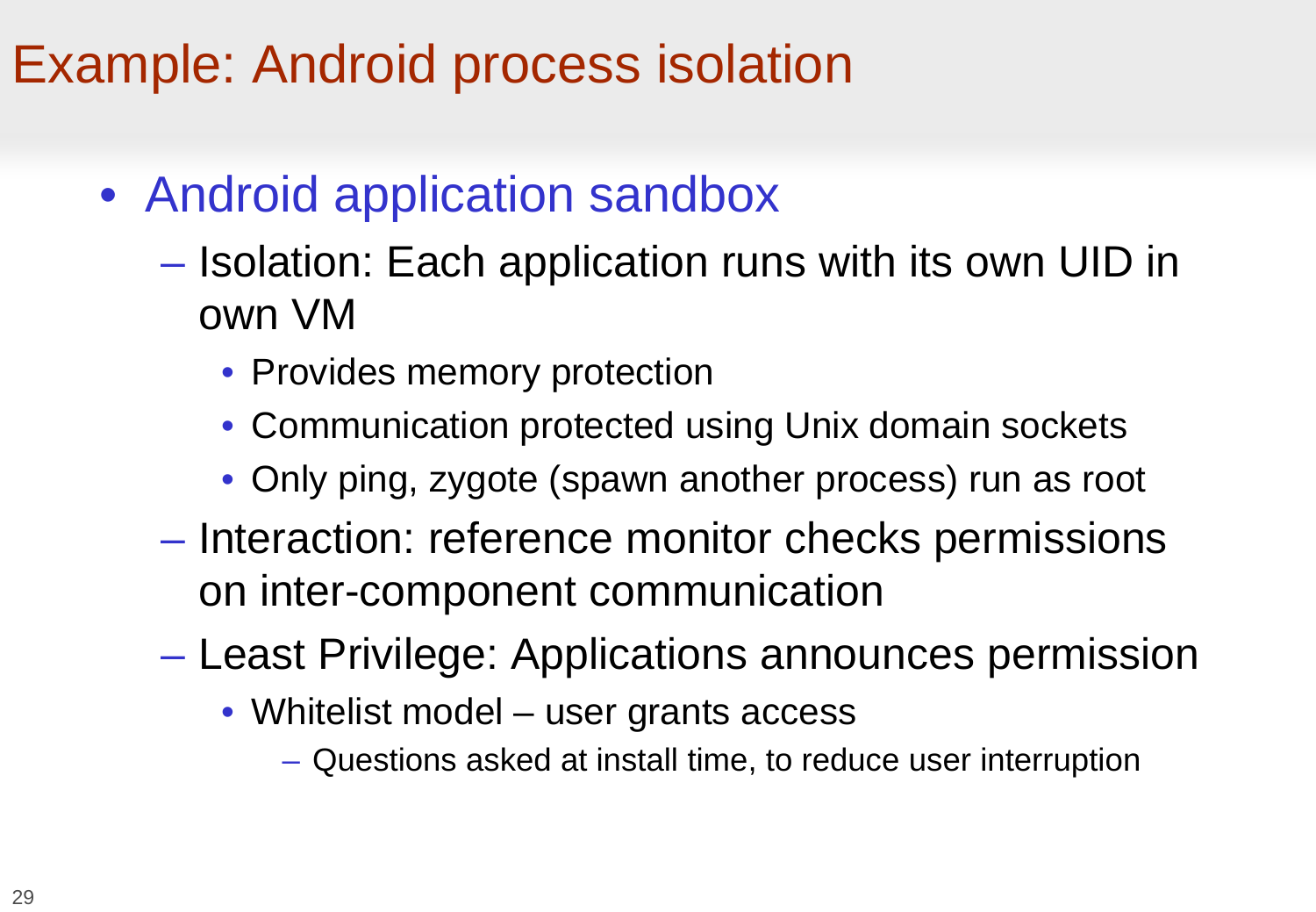# Example: Android process isolation

- Android application sandbox
  - Isolation: Each application runs with its own UID in own VM
    - Provides memory protection
    - Communication protected using Unix domain sockets
    - Only ping, zygote (spawn another process) run as root
  - Interaction: reference monitor checks permissions on inter-component communication
  - Least Privilege: Applications announces permission
    - Whitelist model – user grants access
      - Questions asked at install time, to reduce user interruption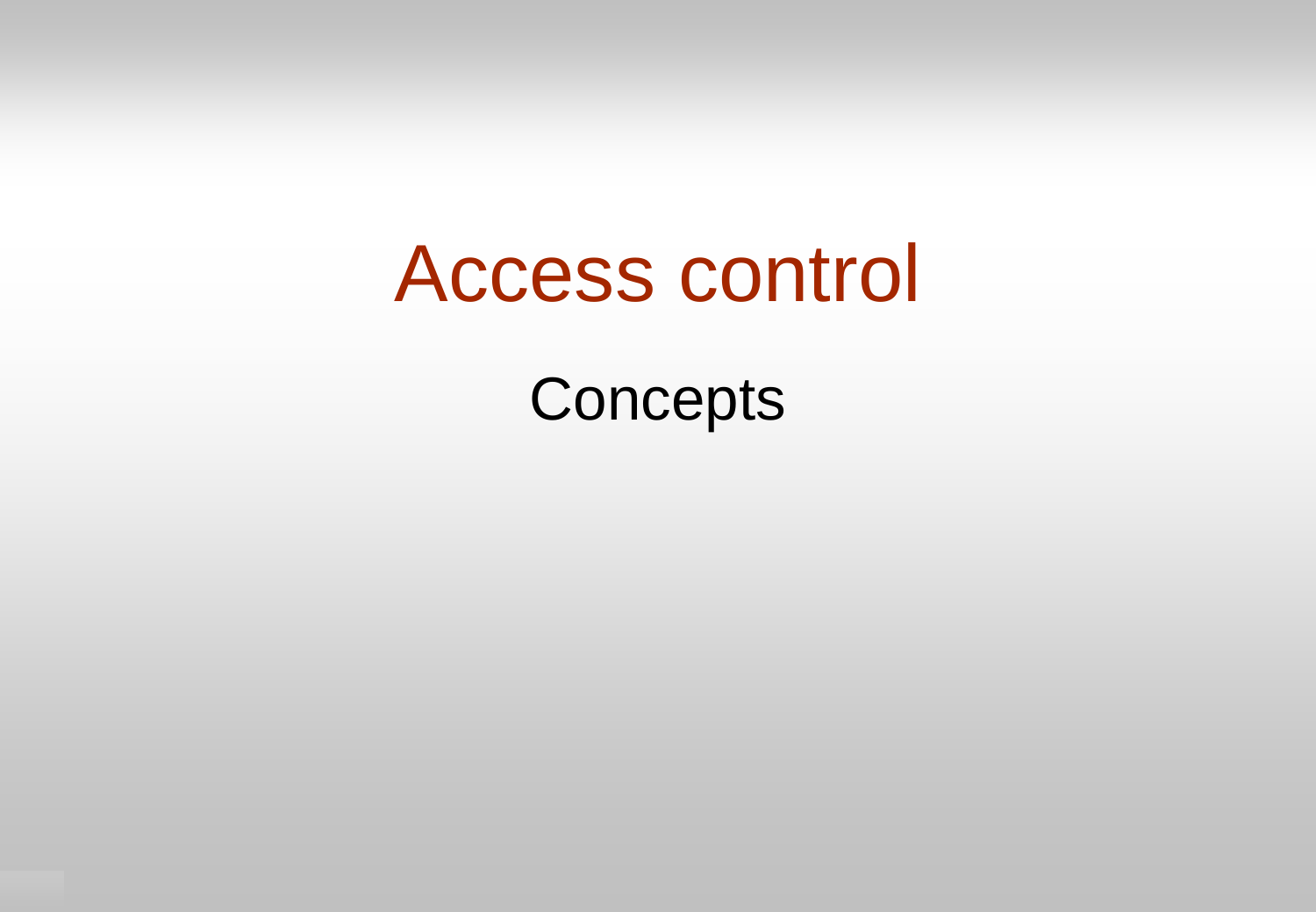# Access control

Concepts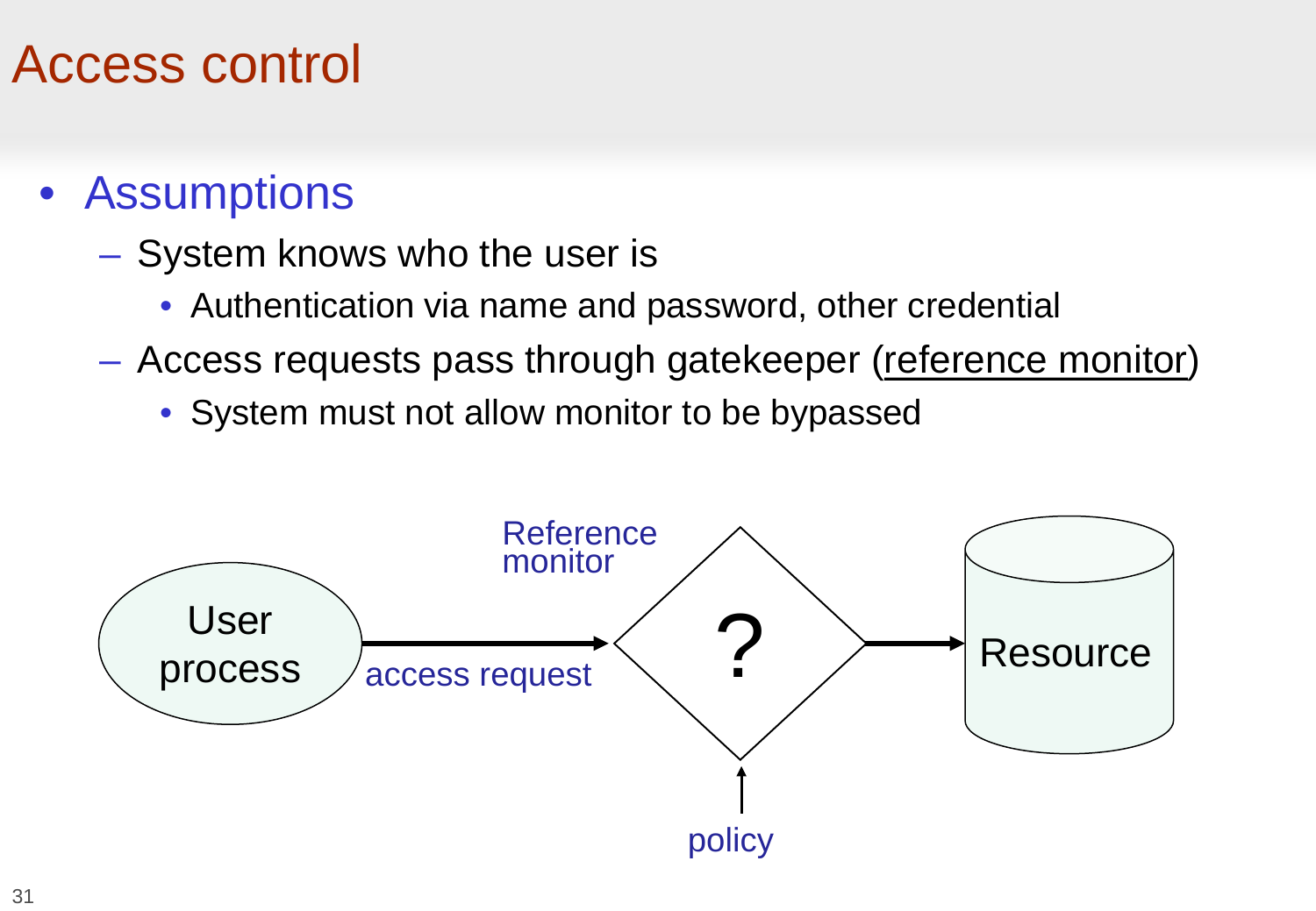# Access control

- Assumptions
  - System knows who the user is
    - Authentication via name and password, other credential
  - Access requests pass through gatekeeper (reference monitor)
    - System must not allow monitor to be bypassed

User process → access request → Reference monitor (?) → Resource

policy → Reference monitor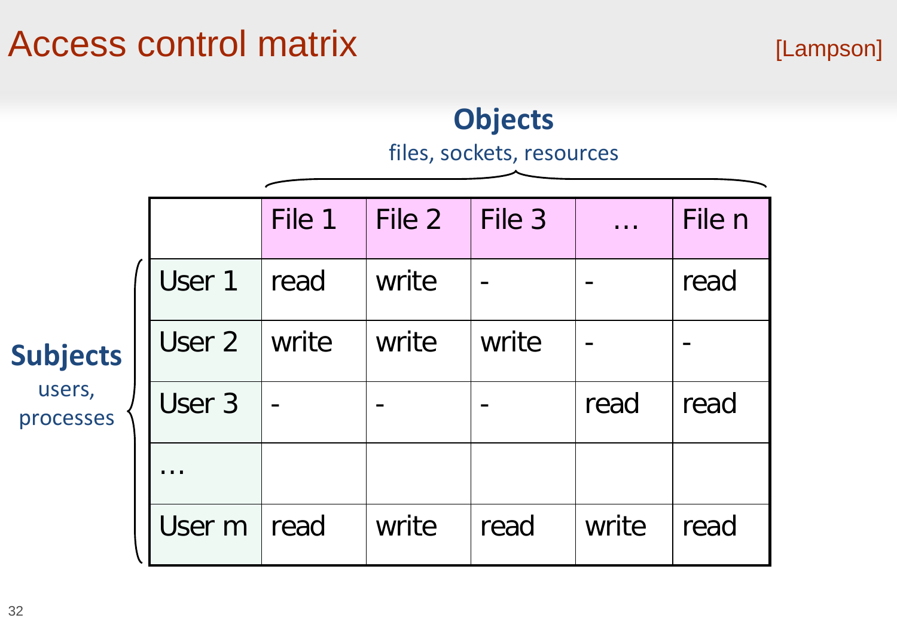# Access control matrix

[Lampson]

**Objects**
files, sockets, resources

**Subjects**
users, processes

| | File 1 | File 2 | File 3 | … | File n |
|---|---|---|---|---|---|
| User 1 | read | write | - | - | read |
| User 2 | write | write | write | - | - |
| User 3 | - | - | - | read | read |
| … | | | | | |
| User m | read | write | read | write | read |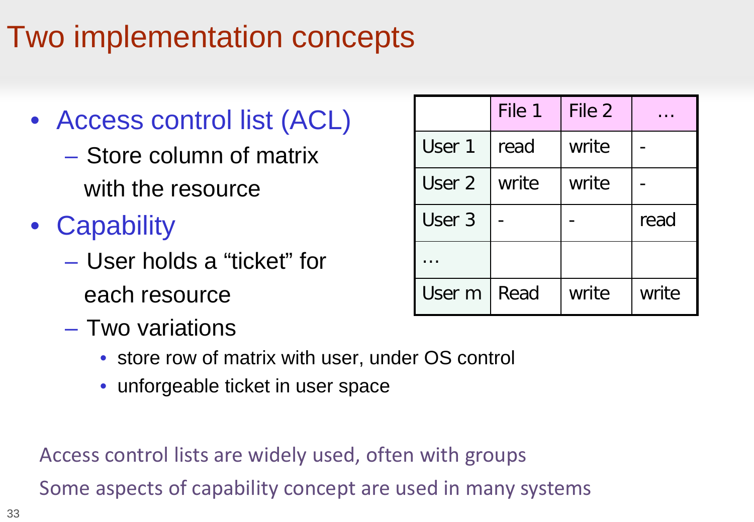# Two implementation concepts

- Access control list (ACL)
  - Store column of matrix with the resource
- Capability
  - User holds a "ticket" for each resource
  - Two variations
    - store row of matrix with user, under OS control
    - unforgeable ticket in user space

| | File 1 | File 2 | … |
|---|---|---|---|
| User 1 | read | write | - |
| User 2 | write | write | - |
| User 3 | - | - | read |
| … | | | |
| User m | Read | write | write |

Access control lists are widely used, often with groups

Some aspects of capability concept are used in many systems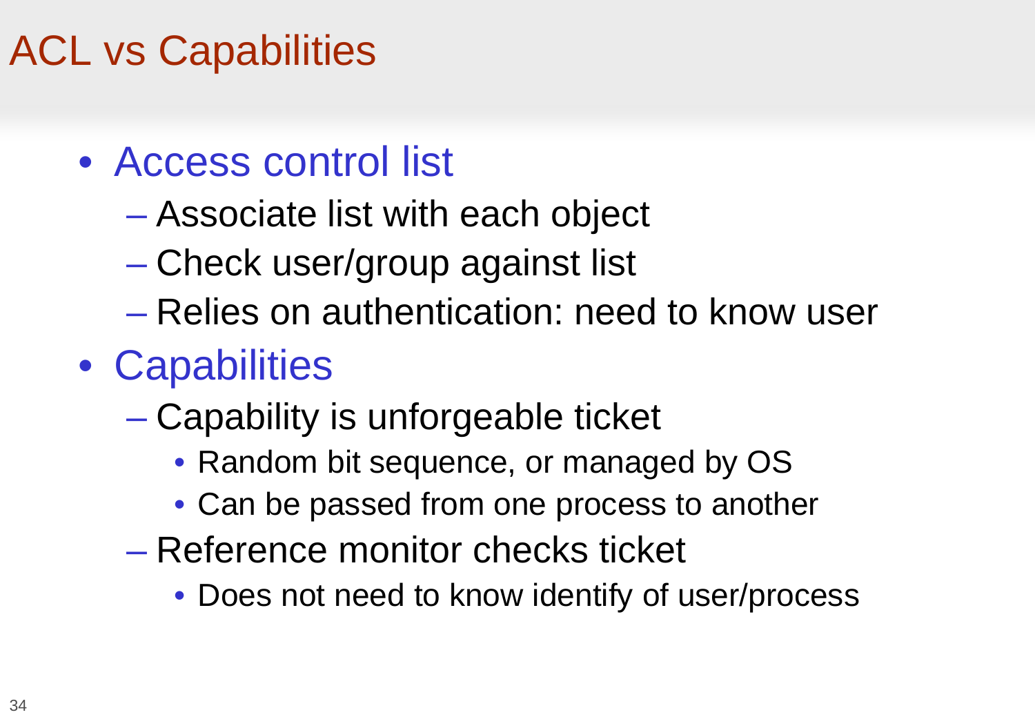# ACL vs Capabilities

- Access control list
  - Associate list with each object
  - Check user/group against list
  - Relies on authentication: need to know user
- Capabilities
  - Capability is unforgeable ticket
    - Random bit sequence, or managed by OS
    - Can be passed from one process to another
  - Reference monitor checks ticket
    - Does not need to know identify of user/process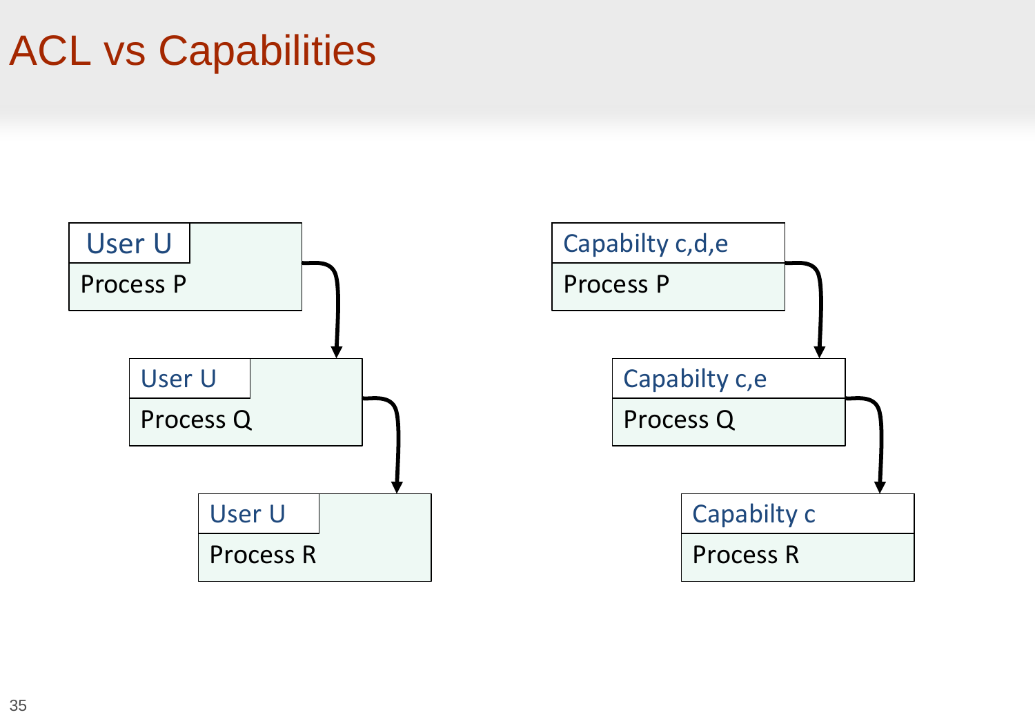# ACL vs Capabilities

User U
Process P

User U
Process Q

User U
Process R

Capabilty c,d,e
Process P

Capabilty c,e
Process Q

Capabilty c
Process R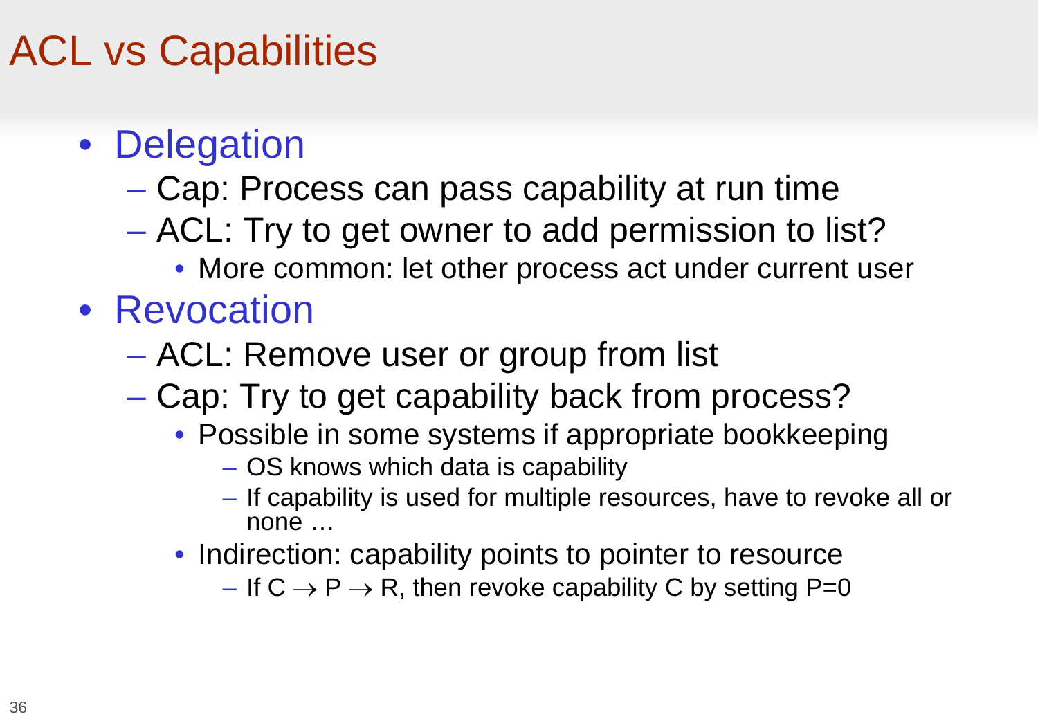# ACL vs Capabilities

- Delegation
  - Cap: Process can pass capability at run time
  - ACL: Try to get owner to add permission to list?
    - More common: let other process act under current user
- Revocation
  - ACL: Remove user or group from list
  - Cap: Try to get capability back from process?
    - Possible in some systems if appropriate bookkeeping
      - OS knows which data is capability
      - If capability is used for multiple resources, have to revoke all or none …
    - Indirection: capability points to pointer to resource
      - If $C \rightarrow P \rightarrow R$, then revoke capability C by setting $P=0$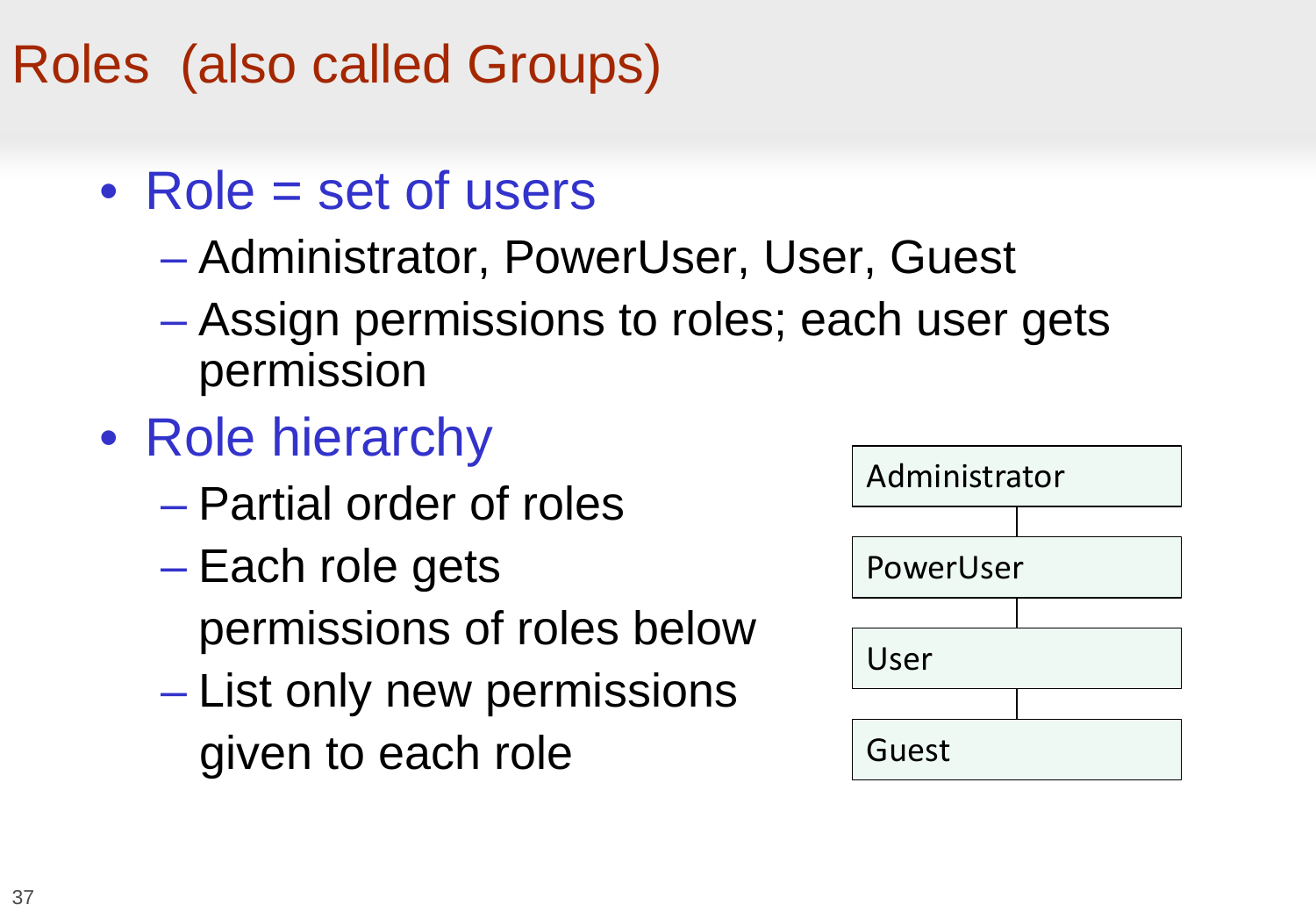# Roles (also called Groups)

- Role = set of users
  - Administrator, PowerUser, User, Guest
  - Assign permissions to roles; each user gets permission
- Role hierarchy
  - Partial order of roles
  - Each role gets permissions of roles below
  - List only new permissions given to each role

Administrator

PowerUser

User

Guest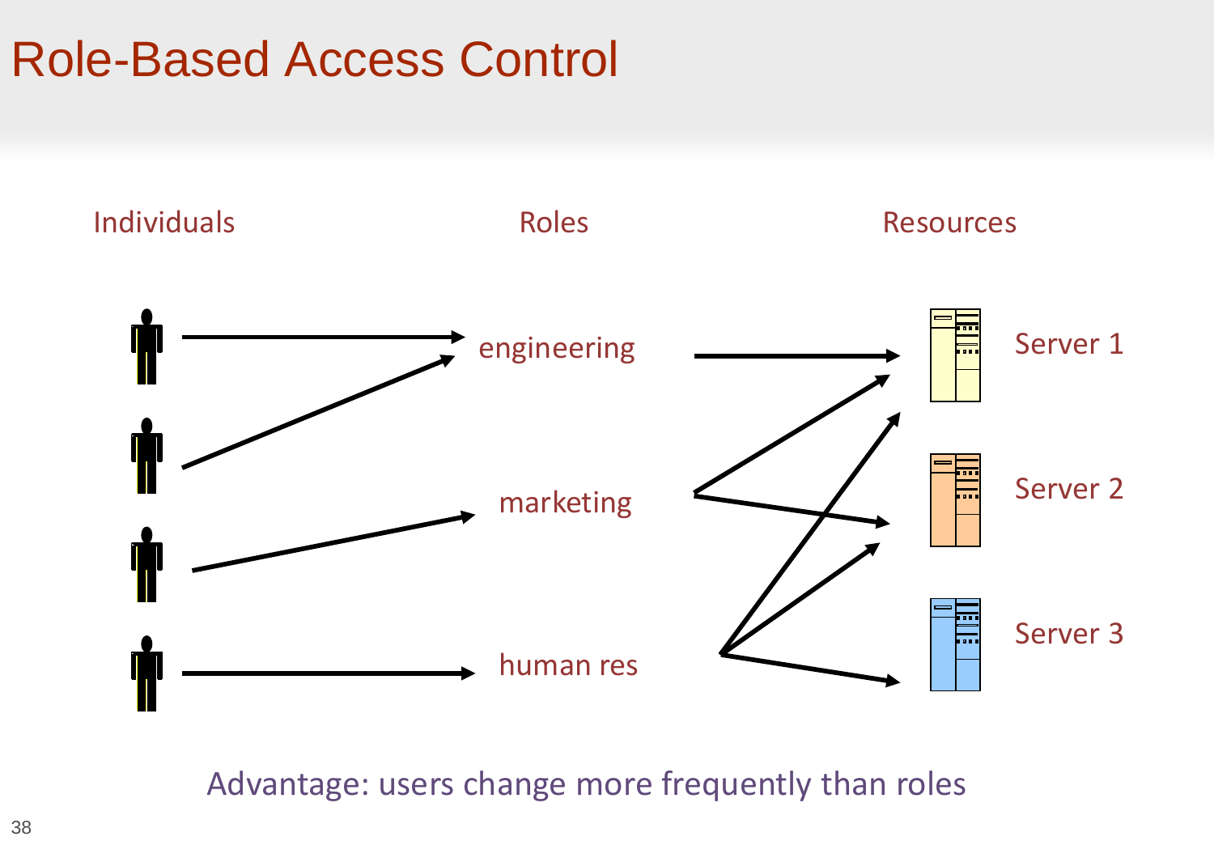# Role-Based Access Control

Individuals

Roles

Resources

engineering

marketing

human res

Server 1

Server 2

Server 3

Advantage: users change more frequently than roles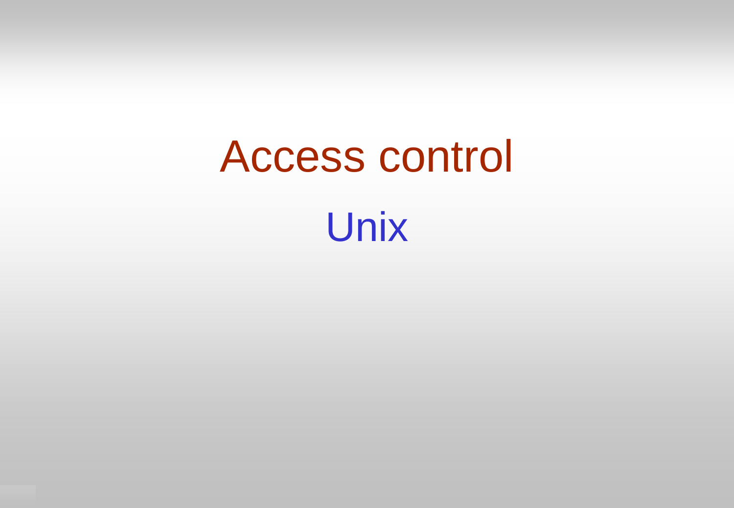# Access control

## Unix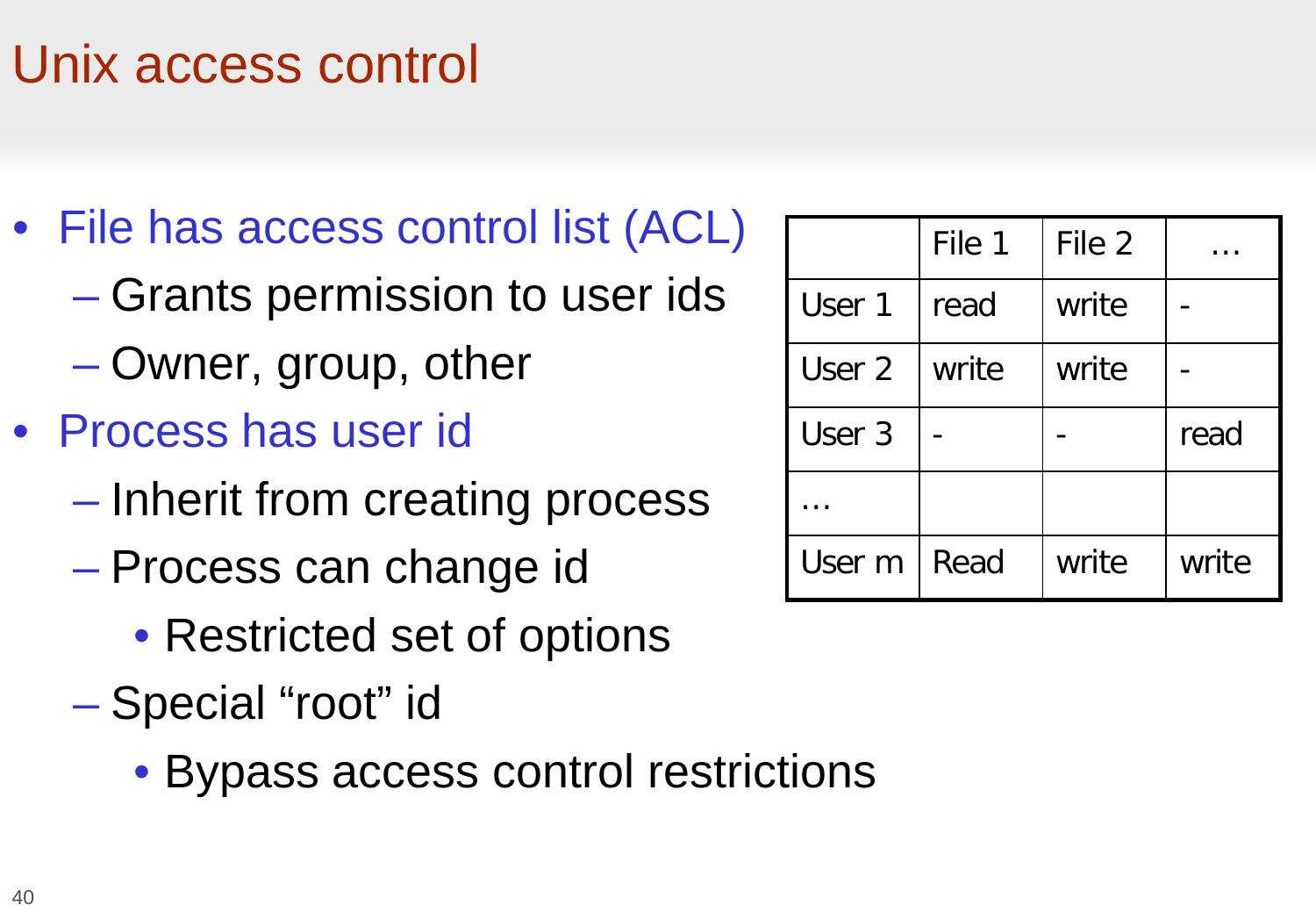# Unix access control

- File has access control list (ACL)
  - Grants permission to user ids
  - Owner, group, other
- Process has user id
  - Inherit from creating process
  - Process can change id
    - Restricted set of options
  - Special "root" id
    - Bypass access control restrictions

| | File 1 | File 2 | … |
|---|---|---|---|
| User 1 | read | write | - |
| User 2 | write | write | - |
| User 3 | - | - | read |
| … | | | |
| User m | Read | write | write |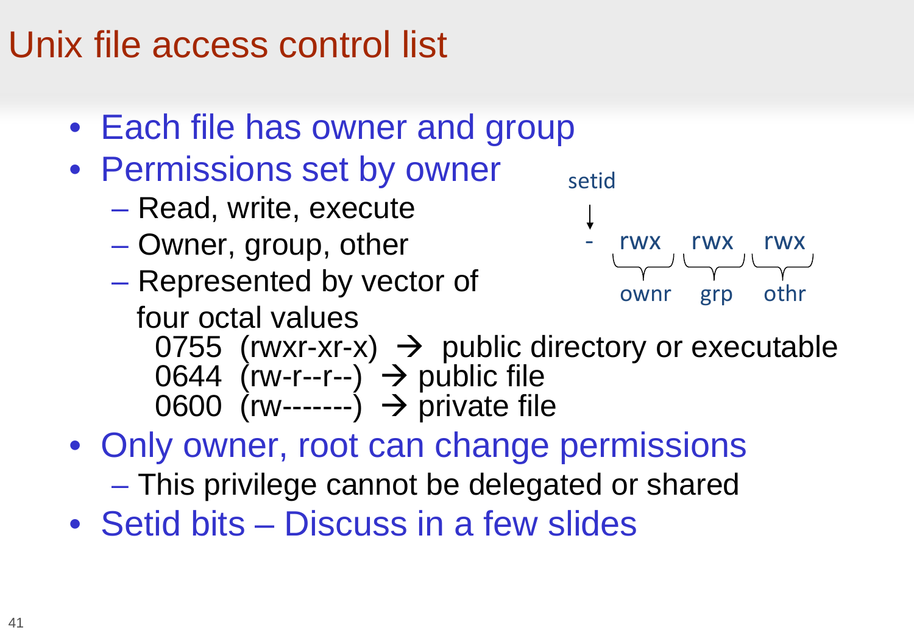# Unix file access control list

- Each file has owner and group
- Permissions set by owner
  - Read, write, execute
  - Owner, group, other
  - Represented by vector of four octal values

```
setid
  ↓
  -   rwx   rwx   rwx
      ownr  grp   othr
```

  0755 (rwxr-xr-x) → public directory or executable
  0644 (rw-r--r--) → public file
  0600 (rw-------) → private file

- Only owner, root can change permissions
  - This privilege cannot be delegated or shared
- Setid bits – Discuss in a few slides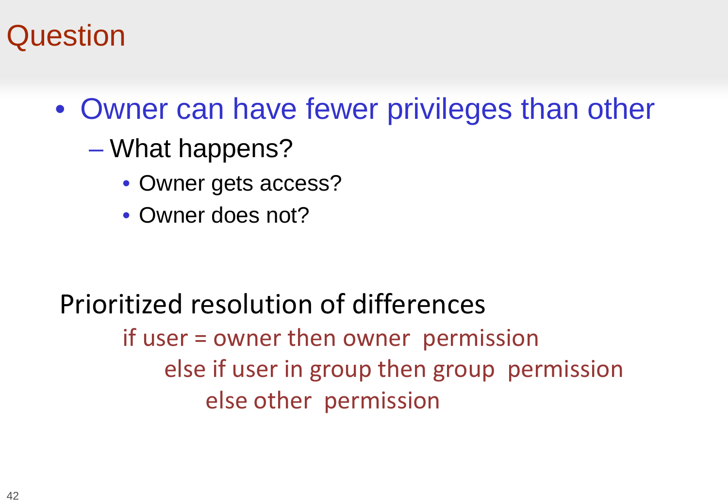# Question

- Owner can have fewer privileges than other
  - What happens?
    - Owner gets access?
    - Owner does not?

Prioritized resolution of differences

```
if user = owner then owner  permission
    else if user in group then group  permission
        else other  permission
```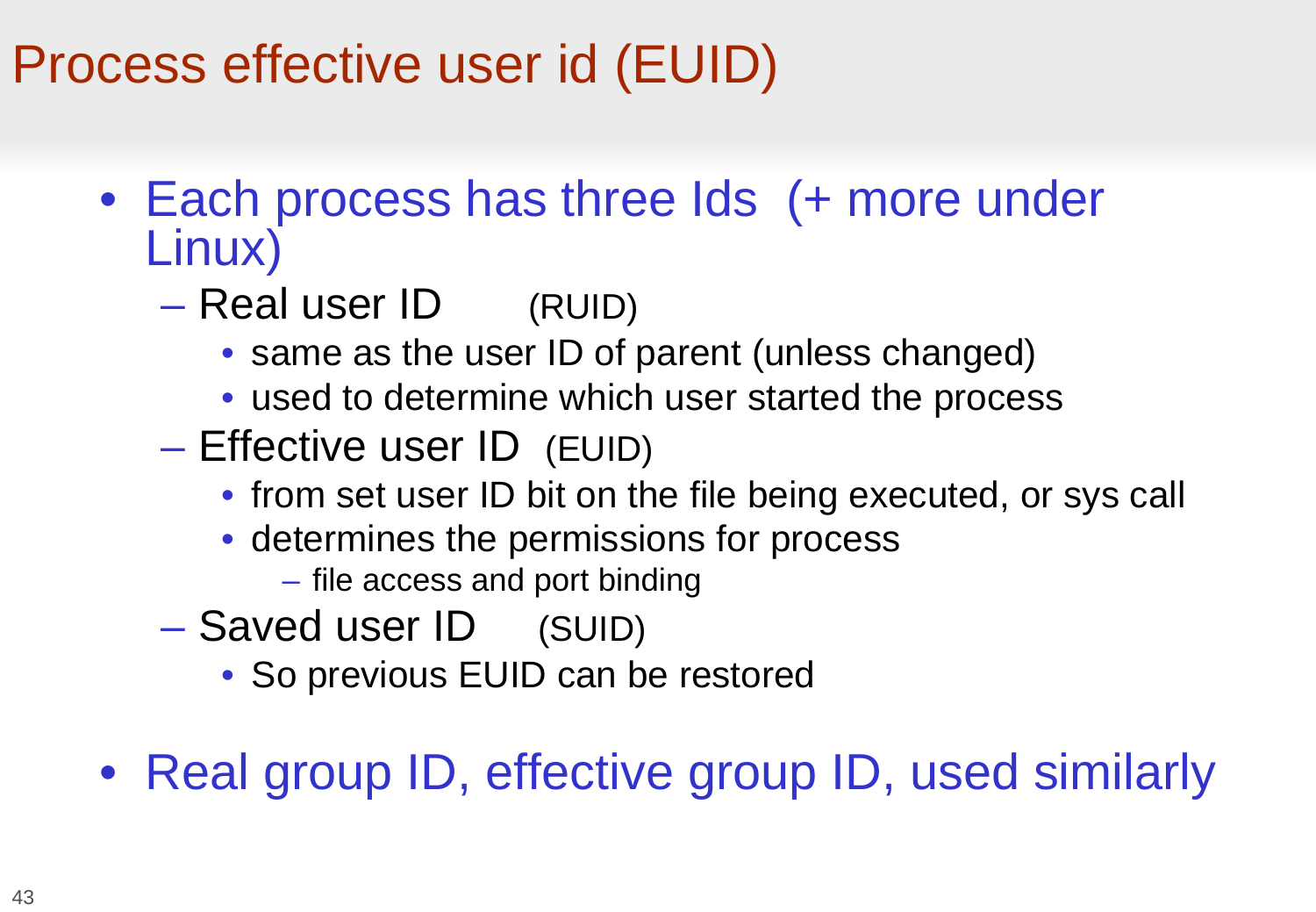# Process effective user id (EUID)

- Each process has three Ids (+ more under Linux)
  - Real user ID (RUID)
    - same as the user ID of parent (unless changed)
    - used to determine which user started the process
  - Effective user ID (EUID)
    - from set user ID bit on the file being executed, or sys call
    - determines the permissions for process
      - file access and port binding
  - Saved user ID (SUID)
    - So previous EUID can be restored
- Real group ID, effective group ID, used similarly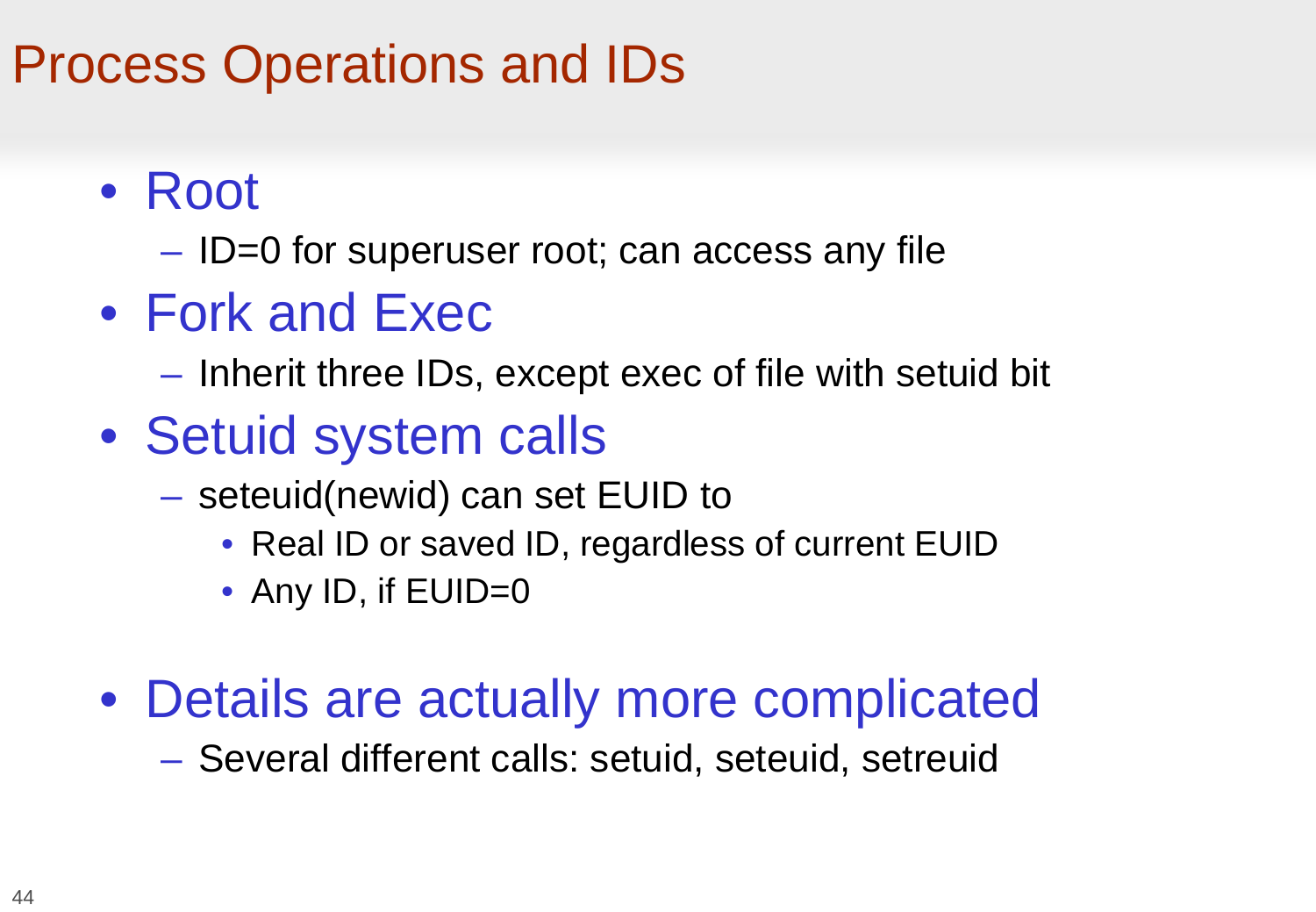# Process Operations and IDs

- Root
  - ID=0 for superuser root; can access any file
- Fork and Exec
  - Inherit three IDs, except exec of file with setuid bit
- Setuid system calls
  - seteuid(newid) can set EUID to
    - Real ID or saved ID, regardless of current EUID
    - Any ID, if EUID=0
- Details are actually more complicated
  - Several different calls: setuid, seteuid, setreuid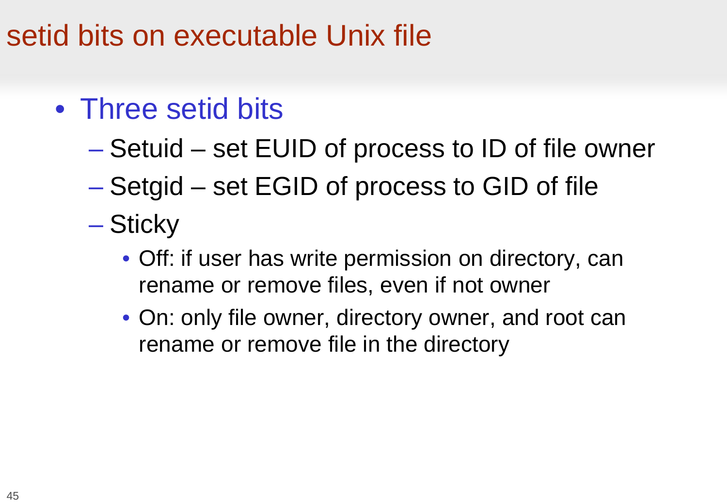# setid bits on executable Unix file

- Three setid bits
  - Setuid – set EUID of process to ID of file owner
  - Setgid – set EGID of process to GID of file
  - Sticky
    - Off: if user has write permission on directory, can rename or remove files, even if not owner
    - On: only file owner, directory owner, and root can rename or remove file in the directory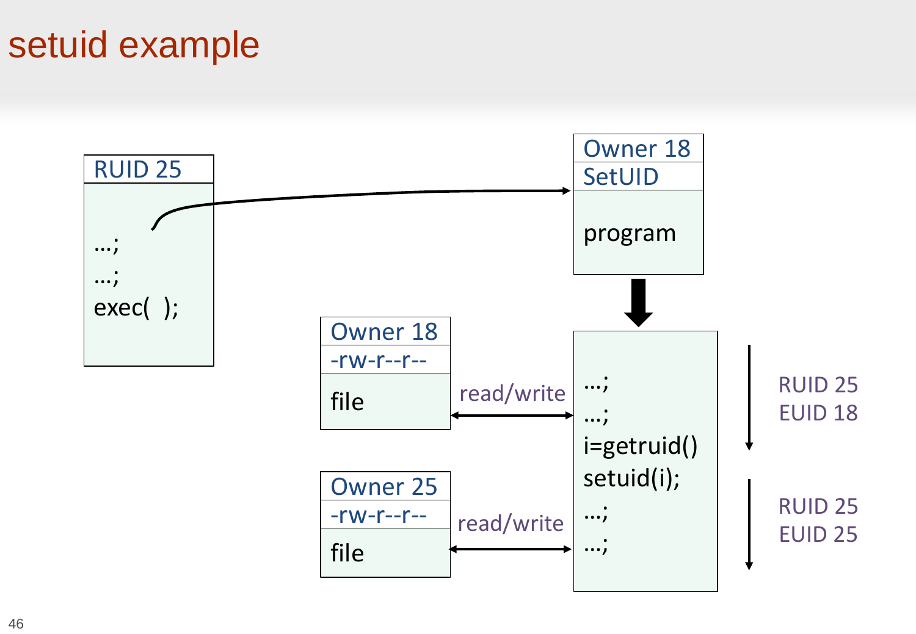# setuid example

RUID 25

```
…;
…;
exec( );
```

Owner 18
SetUID

program

Owner 18
-rw-r--r--

file

read/write

Owner 25
-rw-r--r--

file

read/write

```
…;
…;
i=getruid()
setuid(i);
…;
…;
```

RUID 25
EUID 18

RUID 25
EUID 25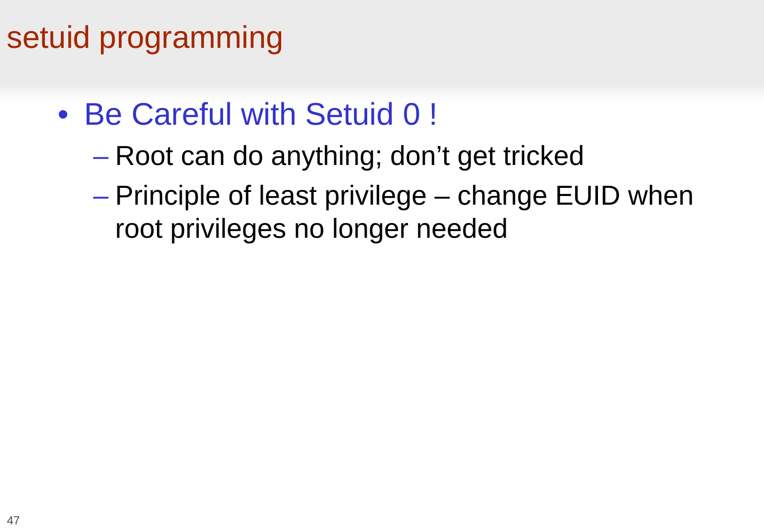# setuid programming

- Be Careful with Setuid 0 !
  - Root can do anything; don't get tricked
  - Principle of least privilege – change EUID when root privileges no longer needed